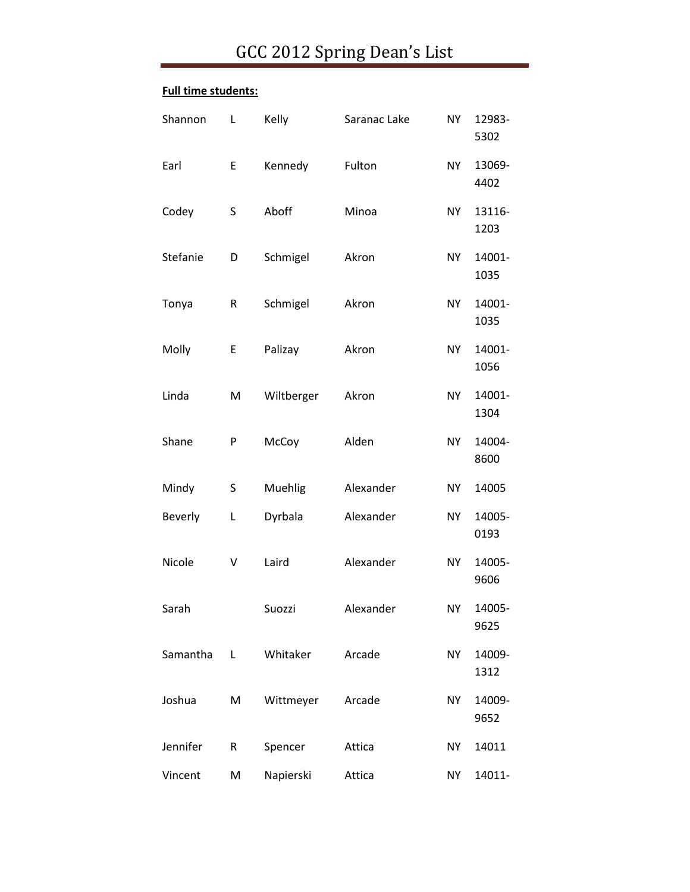# GCC 2012 Spring Dean's List

**Full time students:**

| | | | | | |
|---|---|---|---|---|---|
| Shannon | L | Kelly | Saranac Lake | NY | 12983-5302 |
| Earl | E | Kennedy | Fulton | NY | 13069-4402 |
| Codey | S | Aboff | Minoa | NY | 13116-1203 |
| Stefanie | D | Schmigel | Akron | NY | 14001-1035 |
| Tonya | R | Schmigel | Akron | NY | 14001-1035 |
| Molly | E | Palizay | Akron | NY | 14001-1056 |
| Linda | M | Wiltberger | Akron | NY | 14001-1304 |
| Shane | P | McCoy | Alden | NY | 14004-8600 |
| Mindy | S | Muehlig | Alexander | NY | 14005 |
| Beverly | L | Dyrbala | Alexander | NY | 14005-0193 |
| Nicole | V | Laird | Alexander | NY | 14005-9606 |
| Sarah | | Suozzi | Alexander | NY | 14005-9625 |
| Samantha | L | Whitaker | Arcade | NY | 14009-1312 |
| Joshua | M | Wittmeyer | Arcade | NY | 14009-9652 |
| Jennifer | R | Spencer | Attica | NY | 14011 |
| Vincent | M | Napierski | Attica | NY | 14011- |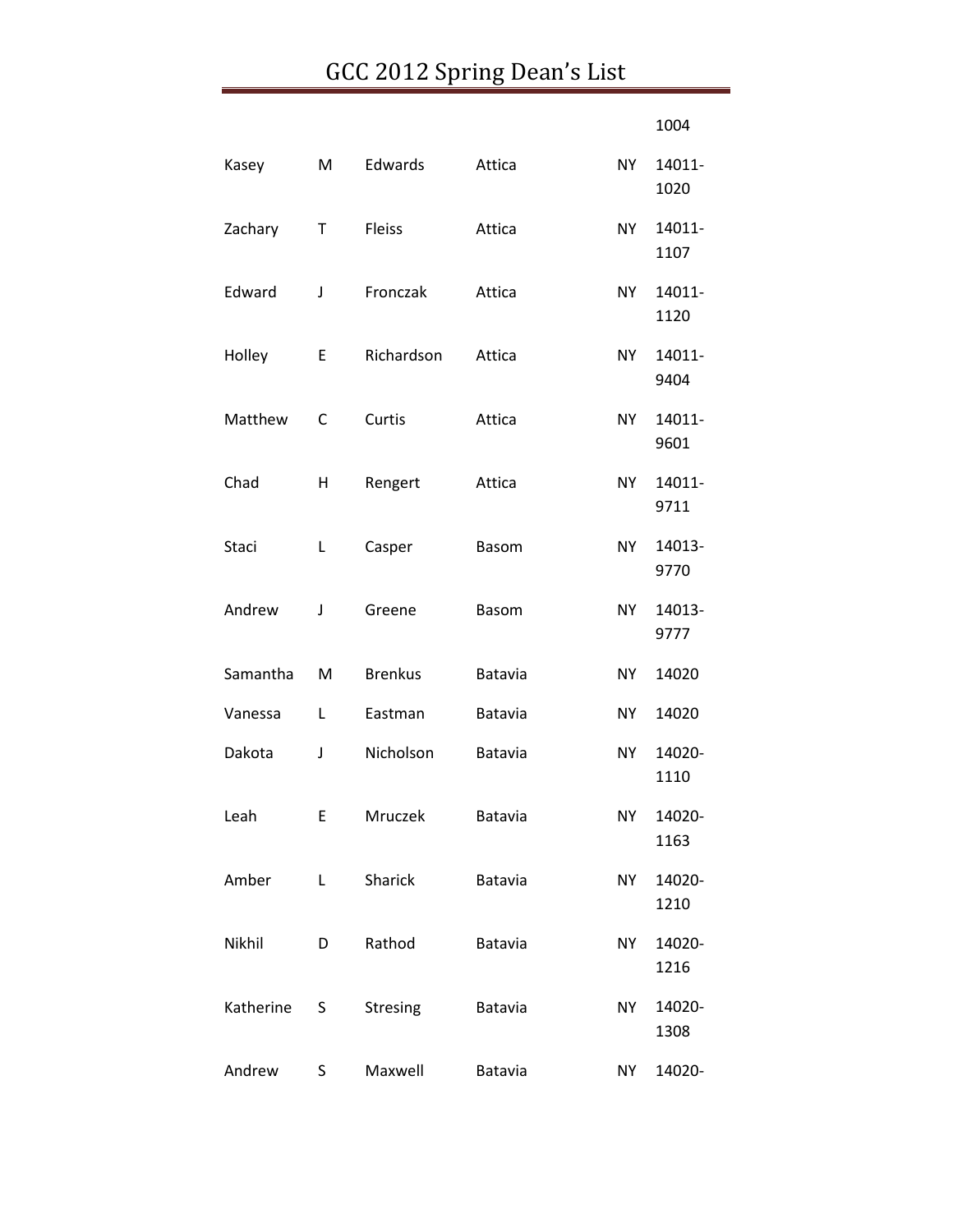| | | | | | |
|---|---|---|---|---|---|
| | | | | | 1004 |
| Kasey | M | Edwards | Attica | NY | 14011-1020 |
| Zachary | T | Fleiss | Attica | NY | 14011-1107 |
| Edward | J | Fronczak | Attica | NY | 14011-1120 |
| Holley | E | Richardson | Attica | NY | 14011-9404 |
| Matthew | C | Curtis | Attica | NY | 14011-9601 |
| Chad | H | Rengert | Attica | NY | 14011-9711 |
| Staci | L | Casper | Basom | NY | 14013-9770 |
| Andrew | J | Greene | Basom | NY | 14013-9777 |
| Samantha | M | Brenkus | Batavia | NY | 14020 |
| Vanessa | L | Eastman | Batavia | NY | 14020 |
| Dakota | J | Nicholson | Batavia | NY | 14020-1110 |
| Leah | E | Mruczek | Batavia | NY | 14020-1163 |
| Amber | L | Sharick | Batavia | NY | 14020-1210 |
| Nikhil | D | Rathod | Batavia | NY | 14020-1216 |
| Katherine | S | Stresing | Batavia | NY | 14020-1308 |
| Andrew | S | Maxwell | Batavia | NY | 14020- |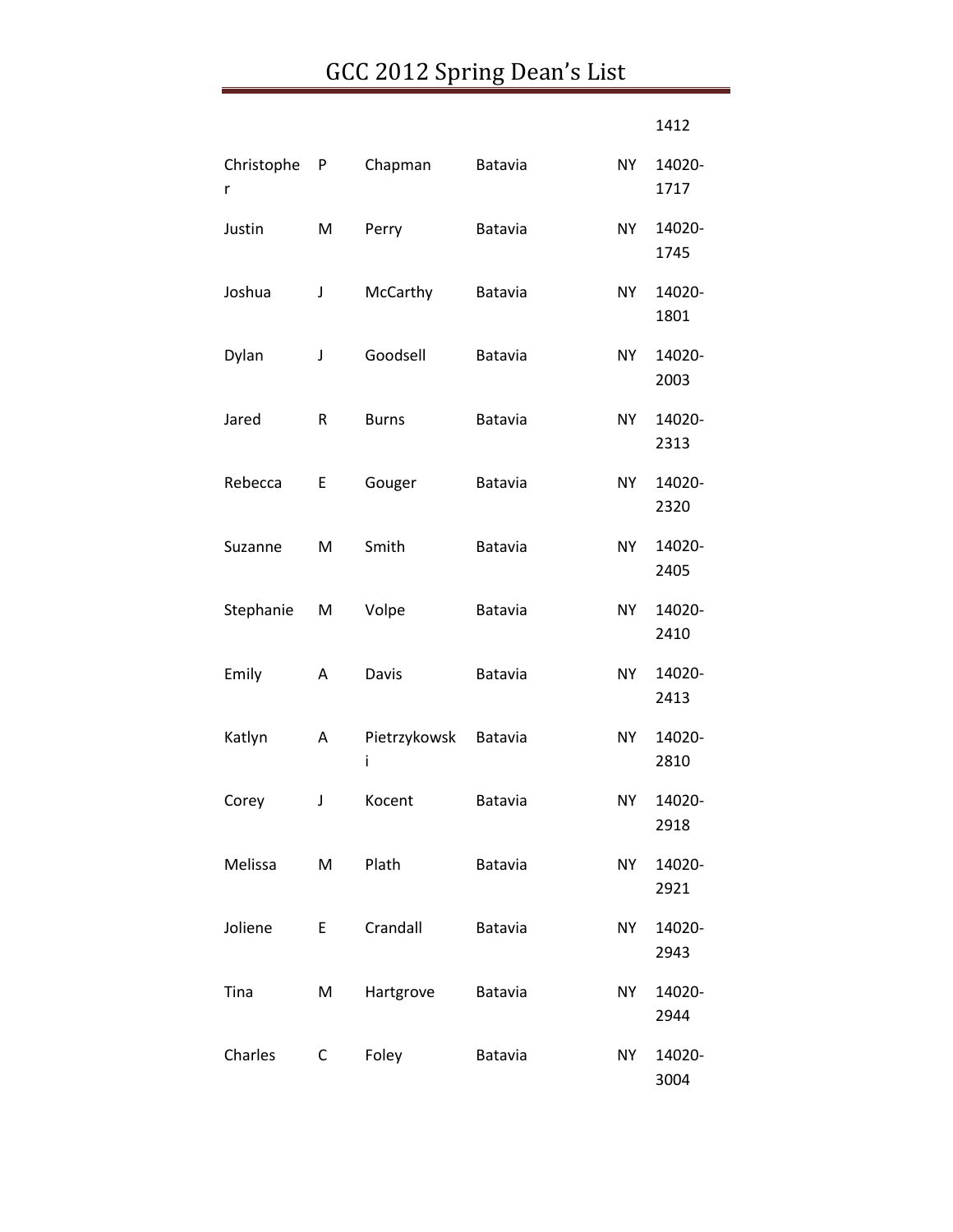| | | | | | |
|---|---|---|---|---|---|
| | | | | | 1412 |
| Christopher | P | Chapman | Batavia | NY | 14020-1717 |
| Justin | M | Perry | Batavia | NY | 14020-1745 |
| Joshua | J | McCarthy | Batavia | NY | 14020-1801 |
| Dylan | J | Goodsell | Batavia | NY | 14020-2003 |
| Jared | R | Burns | Batavia | NY | 14020-2313 |
| Rebecca | E | Gouger | Batavia | NY | 14020-2320 |
| Suzanne | M | Smith | Batavia | NY | 14020-2405 |
| Stephanie | M | Volpe | Batavia | NY | 14020-2410 |
| Emily | A | Davis | Batavia | NY | 14020-2413 |
| Katlyn | A | Pietrzykowski | Batavia | NY | 14020-2810 |
| Corey | J | Kocent | Batavia | NY | 14020-2918 |
| Melissa | M | Plath | Batavia | NY | 14020-2921 |
| Joliene | E | Crandall | Batavia | NY | 14020-2943 |
| Tina | M | Hartgrove | Batavia | NY | 14020-2944 |
| Charles | C | Foley | Batavia | NY | 14020-3004 |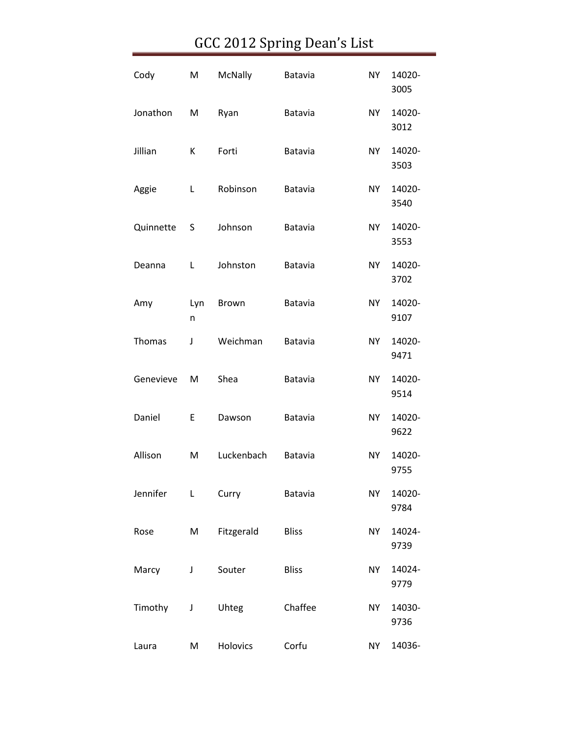# GCC 2012 Spring Dean's List

| | | | | | |
|---|---|---|---|---|---|
| Cody | M | McNally | Batavia | NY | 14020-3005 |
| Jonathon | M | Ryan | Batavia | NY | 14020-3012 |
| Jillian | K | Forti | Batavia | NY | 14020-3503 |
| Aggie | L | Robinson | Batavia | NY | 14020-3540 |
| Quinnette | S | Johnson | Batavia | NY | 14020-3553 |
| Deanna | L | Johnston | Batavia | NY | 14020-3702 |
| Amy | Lynn | Brown | Batavia | NY | 14020-9107 |
| Thomas | J | Weichman | Batavia | NY | 14020-9471 |
| Genevieve | M | Shea | Batavia | NY | 14020-9514 |
| Daniel | E | Dawson | Batavia | NY | 14020-9622 |
| Allison | M | Luckenbach | Batavia | NY | 14020-9755 |
| Jennifer | L | Curry | Batavia | NY | 14020-9784 |
| Rose | M | Fitzgerald | Bliss | NY | 14024-9739 |
| Marcy | J | Souter | Bliss | NY | 14024-9779 |
| Timothy | J | Uhteg | Chaffee | NY | 14030-9736 |
| Laura | M | Holovics | Corfu | NY | 14036- |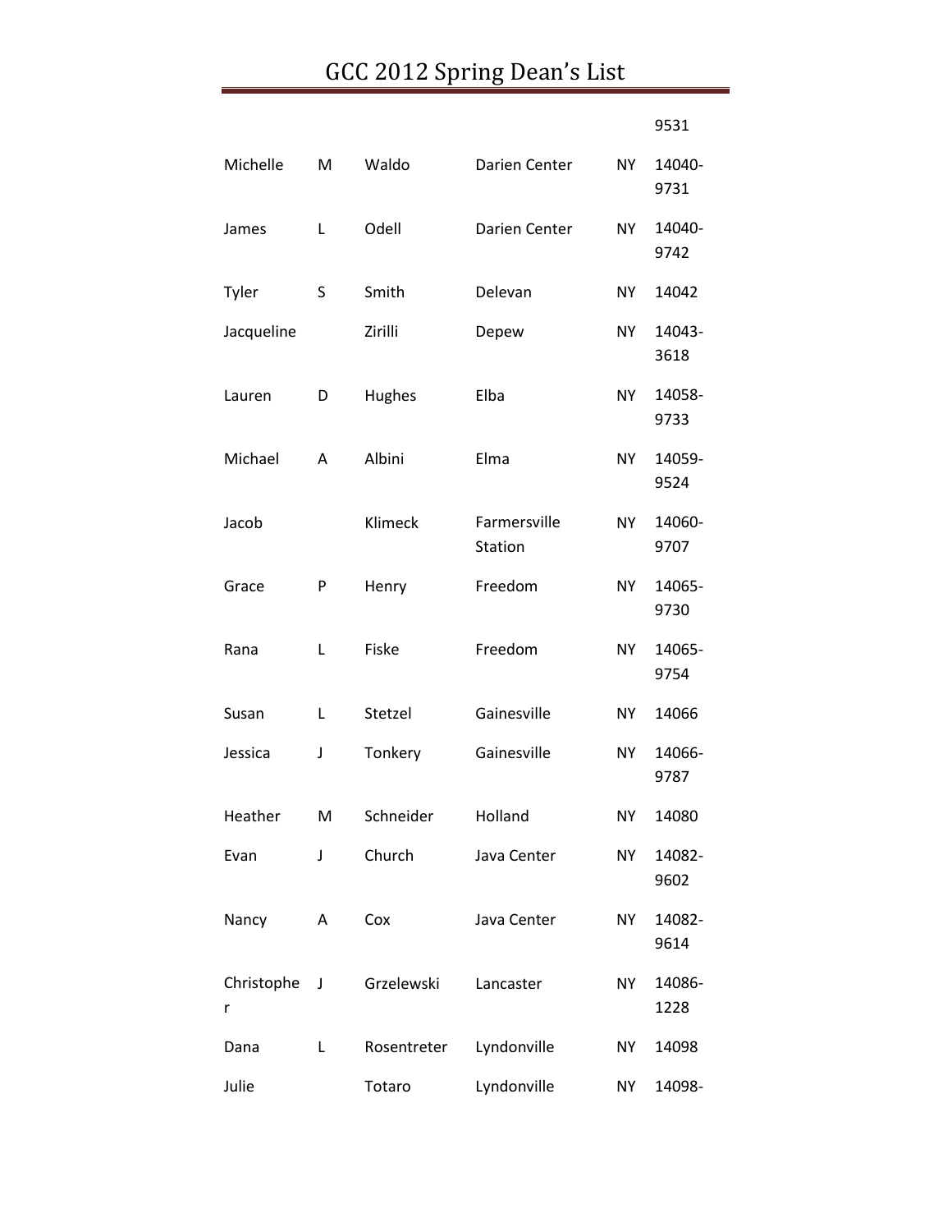| | | | | | |
|---|---|---|---|---|---|
| | | | | | 9531 |
| Michelle | M | Waldo | Darien Center | NY | 14040-9731 |
| James | L | Odell | Darien Center | NY | 14040-9742 |
| Tyler | S | Smith | Delevan | NY | 14042 |
| Jacqueline | | Zirilli | Depew | NY | 14043-3618 |
| Lauren | D | Hughes | Elba | NY | 14058-9733 |
| Michael | A | Albini | Elma | NY | 14059-9524 |
| Jacob | | Klimeck | Farmersville Station | NY | 14060-9707 |
| Grace | P | Henry | Freedom | NY | 14065-9730 |
| Rana | L | Fiske | Freedom | NY | 14065-9754 |
| Susan | L | Stetzel | Gainesville | NY | 14066 |
| Jessica | J | Tonkery | Gainesville | NY | 14066-9787 |
| Heather | M | Schneider | Holland | NY | 14080 |
| Evan | J | Church | Java Center | NY | 14082-9602 |
| Nancy | A | Cox | Java Center | NY | 14082-9614 |
| Christopher | J | Grzelewski | Lancaster | NY | 14086-1228 |
| Dana | L | Rosentreter | Lyndonville | NY | 14098 |
| Julie | | Totaro | Lyndonville | NY | 14098- |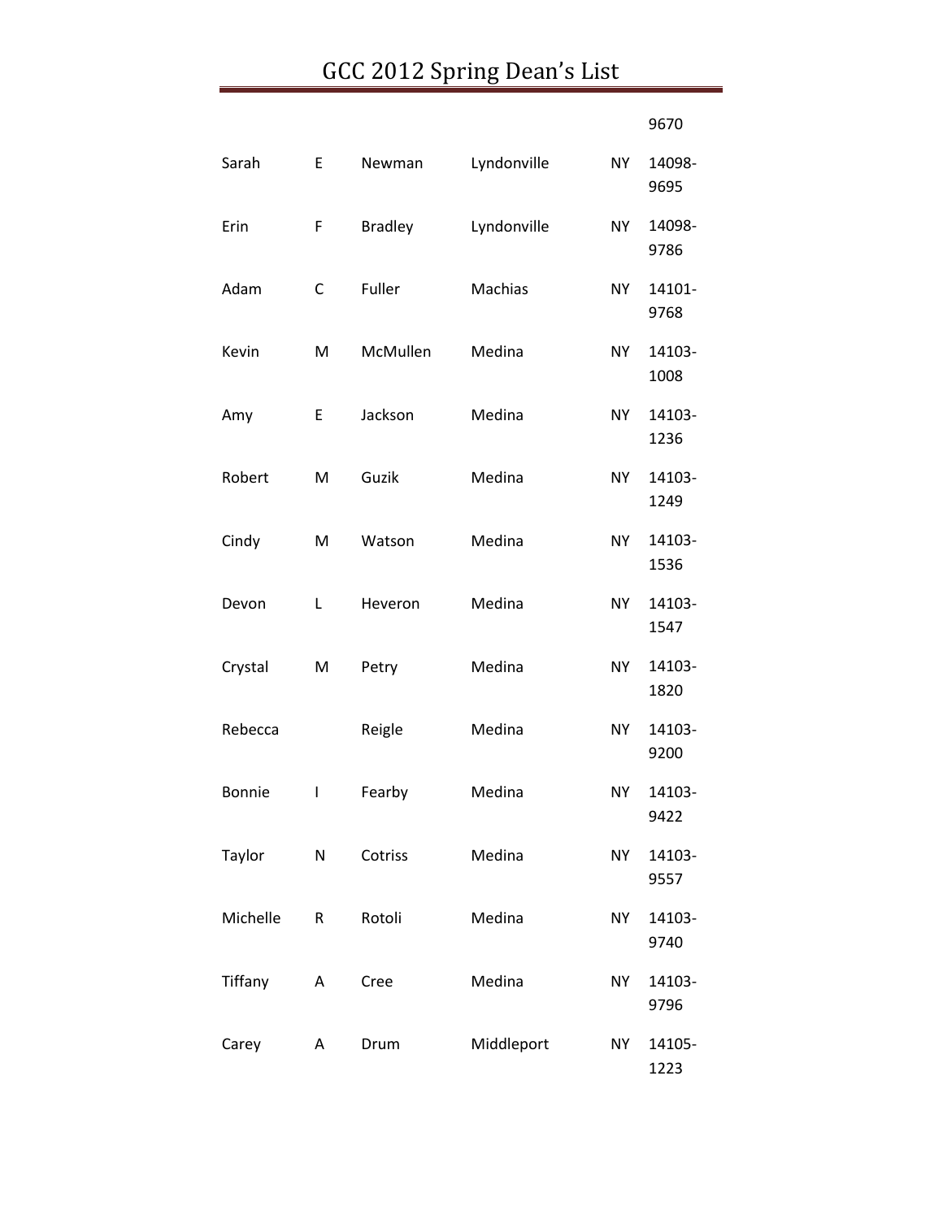| | | | | | |
|---|---|---|---|---|---|
| | | | | | 9670 |
| Sarah | E | Newman | Lyndonville | NY | 14098-9695 |
| Erin | F | Bradley | Lyndonville | NY | 14098-9786 |
| Adam | C | Fuller | Machias | NY | 14101-9768 |
| Kevin | M | McMullen | Medina | NY | 14103-1008 |
| Amy | E | Jackson | Medina | NY | 14103-1236 |
| Robert | M | Guzik | Medina | NY | 14103-1249 |
| Cindy | M | Watson | Medina | NY | 14103-1536 |
| Devon | L | Heveron | Medina | NY | 14103-1547 |
| Crystal | M | Petry | Medina | NY | 14103-1820 |
| Rebecca | | Reigle | Medina | NY | 14103-9200 |
| Bonnie | I | Fearby | Medina | NY | 14103-9422 |
| Taylor | N | Cotriss | Medina | NY | 14103-9557 |
| Michelle | R | Rotoli | Medina | NY | 14103-9740 |
| Tiffany | A | Cree | Medina | NY | 14103-9796 |
| Carey | A | Drum | Middleport | NY | 14105-1223 |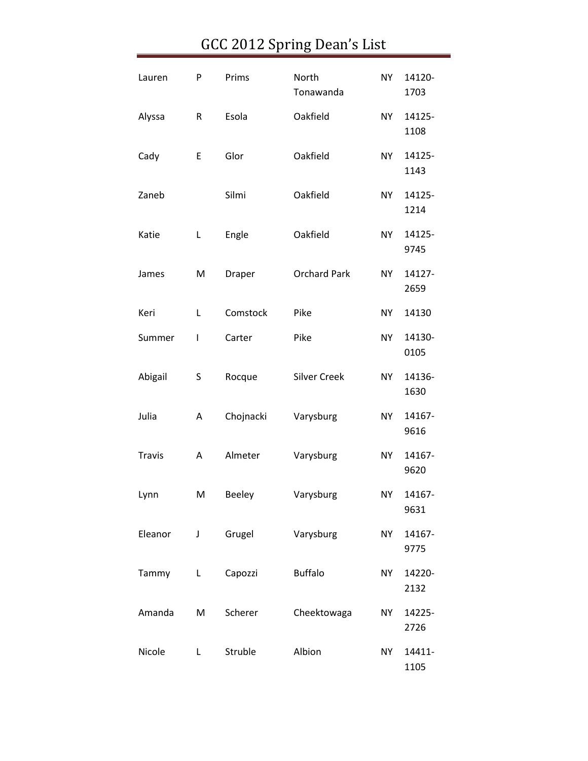# GCC 2012 Spring Dean's List

| | | | | | |
|---|---|---|---|---|---|
| Lauren | P | Prims | North Tonawanda | NY | 14120-1703 |
| Alyssa | R | Esola | Oakfield | NY | 14125-1108 |
| Cady | E | Glor | Oakfield | NY | 14125-1143 |
| Zaneb | | Silmi | Oakfield | NY | 14125-1214 |
| Katie | L | Engle | Oakfield | NY | 14125-9745 |
| James | M | Draper | Orchard Park | NY | 14127-2659 |
| Keri | L | Comstock | Pike | NY | 14130 |
| Summer | I | Carter | Pike | NY | 14130-0105 |
| Abigail | S | Rocque | Silver Creek | NY | 14136-1630 |
| Julia | A | Chojnacki | Varysburg | NY | 14167-9616 |
| Travis | A | Almeter | Varysburg | NY | 14167-9620 |
| Lynn | M | Beeley | Varysburg | NY | 14167-9631 |
| Eleanor | J | Grugel | Varysburg | NY | 14167-9775 |
| Tammy | L | Capozzi | Buffalo | NY | 14220-2132 |
| Amanda | M | Scherer | Cheektowaga | NY | 14225-2726 |
| Nicole | L | Struble | Albion | NY | 14411-1105 |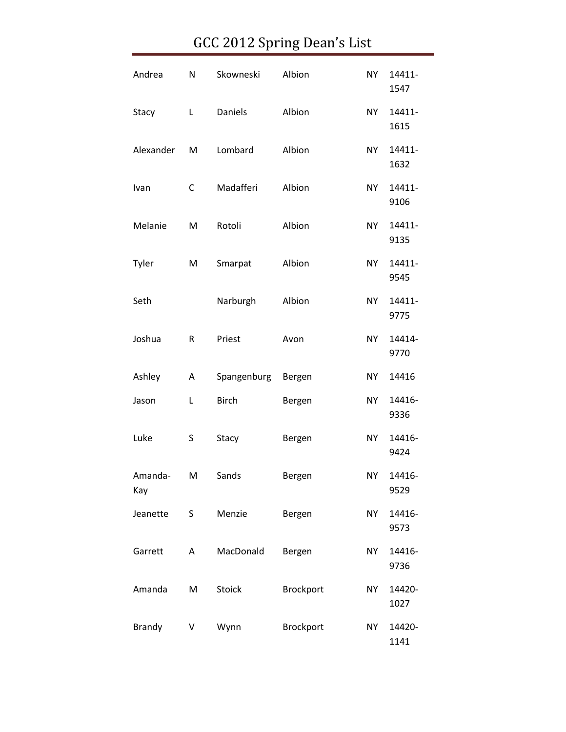# GCC 2012 Spring Dean's List

| | | | | | |
|---|---|---|---|---|---|
| Andrea | N | Skowneski | Albion | NY | 14411-1547 |
| Stacy | L | Daniels | Albion | NY | 14411-1615 |
| Alexander | M | Lombard | Albion | NY | 14411-1632 |
| Ivan | C | Madafferi | Albion | NY | 14411-9106 |
| Melanie | M | Rotoli | Albion | NY | 14411-9135 |
| Tyler | M | Smarpat | Albion | NY | 14411-9545 |
| Seth | | Narburgh | Albion | NY | 14411-9775 |
| Joshua | R | Priest | Avon | NY | 14414-9770 |
| Ashley | A | Spangenburg | Bergen | NY | 14416 |
| Jason | L | Birch | Bergen | NY | 14416-9336 |
| Luke | S | Stacy | Bergen | NY | 14416-9424 |
| Amanda-Kay | M | Sands | Bergen | NY | 14416-9529 |
| Jeanette | S | Menzie | Bergen | NY | 14416-9573 |
| Garrett | A | MacDonald | Bergen | NY | 14416-9736 |
| Amanda | M | Stoick | Brockport | NY | 14420-1027 |
| Brandy | V | Wynn | Brockport | NY | 14420-1141 |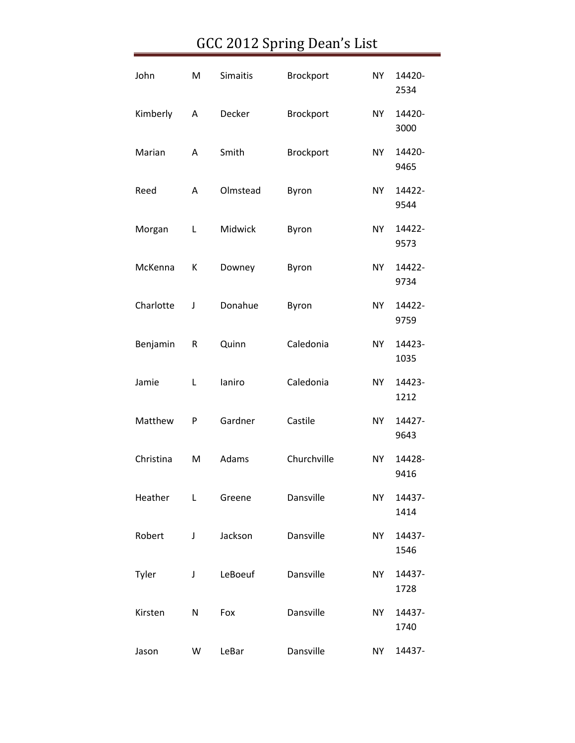# GCC 2012 Spring Dean's List

| | | | | | |
|---|---|---|---|---|---|
| John | M | Simaitis | Brockport | NY | 14420-2534 |
| Kimberly | A | Decker | Brockport | NY | 14420-3000 |
| Marian | A | Smith | Brockport | NY | 14420-9465 |
| Reed | A | Olmstead | Byron | NY | 14422-9544 |
| Morgan | L | Midwick | Byron | NY | 14422-9573 |
| McKenna | K | Downey | Byron | NY | 14422-9734 |
| Charlotte | J | Donahue | Byron | NY | 14422-9759 |
| Benjamin | R | Quinn | Caledonia | NY | 14423-1035 |
| Jamie | L | Ianiro | Caledonia | NY | 14423-1212 |
| Matthew | P | Gardner | Castile | NY | 14427-9643 |
| Christina | M | Adams | Churchville | NY | 14428-9416 |
| Heather | L | Greene | Dansville | NY | 14437-1414 |
| Robert | J | Jackson | Dansville | NY | 14437-1546 |
| Tyler | J | LeBoeuf | Dansville | NY | 14437-1728 |
| Kirsten | N | Fox | Dansville | NY | 14437-1740 |
| Jason | W | LeBar | Dansville | NY | 14437- |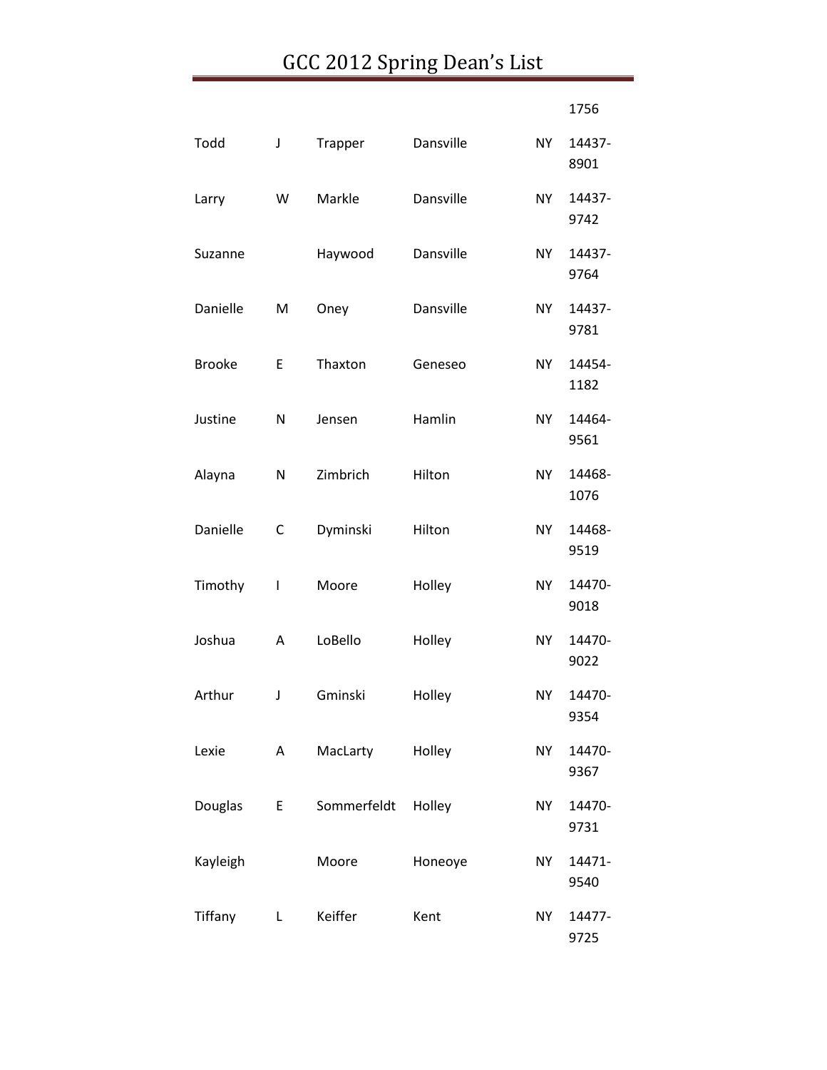| | | | | | |
|---|---|---|---|---|---|
| | | | | | 1756 |
| Todd | J | Trapper | Dansville | NY | 14437-8901 |
| Larry | W | Markle | Dansville | NY | 14437-9742 |
| Suzanne | | Haywood | Dansville | NY | 14437-9764 |
| Danielle | M | Oney | Dansville | NY | 14437-9781 |
| Brooke | E | Thaxton | Geneseo | NY | 14454-1182 |
| Justine | N | Jensen | Hamlin | NY | 14464-9561 |
| Alayna | N | Zimbrich | Hilton | NY | 14468-1076 |
| Danielle | C | Dyminski | Hilton | NY | 14468-9519 |
| Timothy | I | Moore | Holley | NY | 14470-9018 |
| Joshua | A | LoBello | Holley | NY | 14470-9022 |
| Arthur | J | Gminski | Holley | NY | 14470-9354 |
| Lexie | A | MacLarty | Holley | NY | 14470-9367 |
| Douglas | E | Sommerfeldt | Holley | NY | 14470-9731 |
| Kayleigh | | Moore | Honeoye | NY | 14471-9540 |
| Tiffany | L | Keiffer | Kent | NY | 14477-9725 |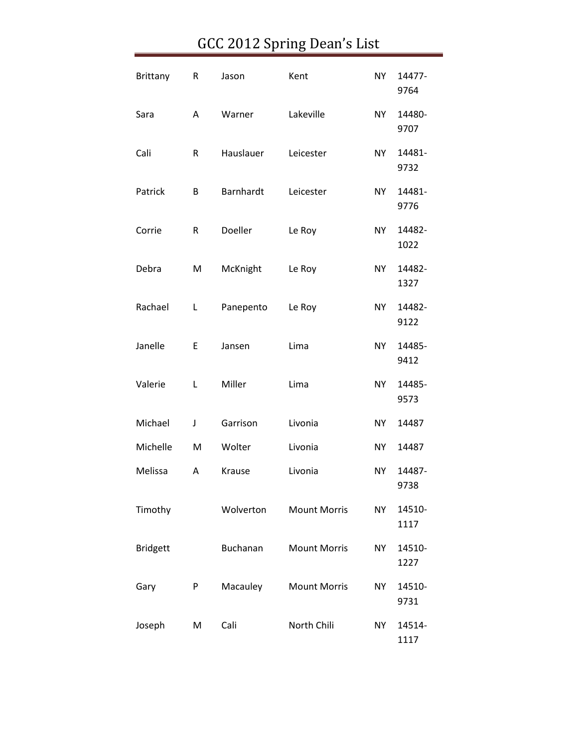# GCC 2012 Spring Dean's List

| | | | | | |
|---|---|---|---|---|---|
| Brittany | R | Jason | Kent | NY | 14477-9764 |
| Sara | A | Warner | Lakeville | NY | 14480-9707 |
| Cali | R | Hauslauer | Leicester | NY | 14481-9732 |
| Patrick | B | Barnhardt | Leicester | NY | 14481-9776 |
| Corrie | R | Doeller | Le Roy | NY | 14482-1022 |
| Debra | M | McKnight | Le Roy | NY | 14482-1327 |
| Rachael | L | Panepento | Le Roy | NY | 14482-9122 |
| Janelle | E | Jansen | Lima | NY | 14485-9412 |
| Valerie | L | Miller | Lima | NY | 14485-9573 |
| Michael | J | Garrison | Livonia | NY | 14487 |
| Michelle | M | Wolter | Livonia | NY | 14487 |
| Melissa | A | Krause | Livonia | NY | 14487-9738 |
| Timothy | | Wolverton | Mount Morris | NY | 14510-1117 |
| Bridgett | | Buchanan | Mount Morris | NY | 14510-1227 |
| Gary | P | Macauley | Mount Morris | NY | 14510-9731 |
| Joseph | M | Cali | North Chili | NY | 14514-1117 |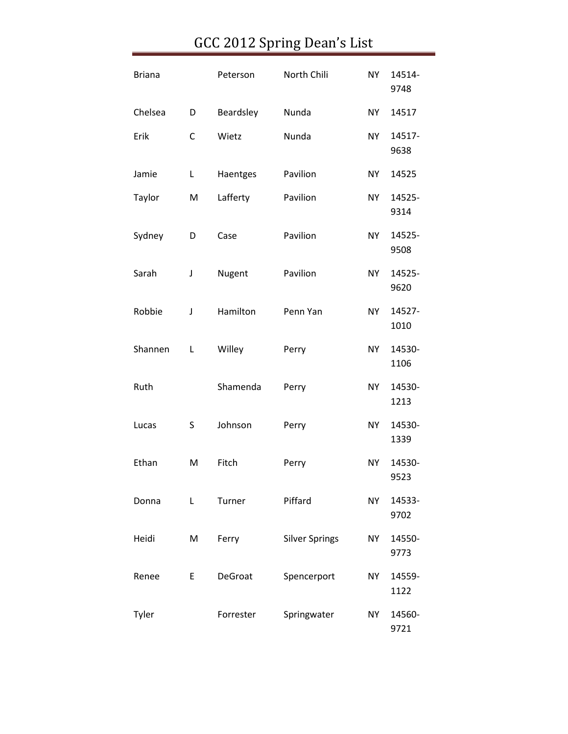# GCC 2012 Spring Dean's List

| | | | | | |
|---|---|---|---|---|---|
| Briana | | Peterson | North Chili | NY | 14514-9748 |
| Chelsea | D | Beardsley | Nunda | NY | 14517 |
| Erik | C | Wietz | Nunda | NY | 14517-9638 |
| Jamie | L | Haentges | Pavilion | NY | 14525 |
| Taylor | M | Lafferty | Pavilion | NY | 14525-9314 |
| Sydney | D | Case | Pavilion | NY | 14525-9508 |
| Sarah | J | Nugent | Pavilion | NY | 14525-9620 |
| Robbie | J | Hamilton | Penn Yan | NY | 14527-1010 |
| Shannen | L | Willey | Perry | NY | 14530-1106 |
| Ruth | | Shamenda | Perry | NY | 14530-1213 |
| Lucas | S | Johnson | Perry | NY | 14530-1339 |
| Ethan | M | Fitch | Perry | NY | 14530-9523 |
| Donna | L | Turner | Piffard | NY | 14533-9702 |
| Heidi | M | Ferry | Silver Springs | NY | 14550-9773 |
| Renee | E | DeGroat | Spencerport | NY | 14559-1122 |
| Tyler | | Forrester | Springwater | NY | 14560-9721 |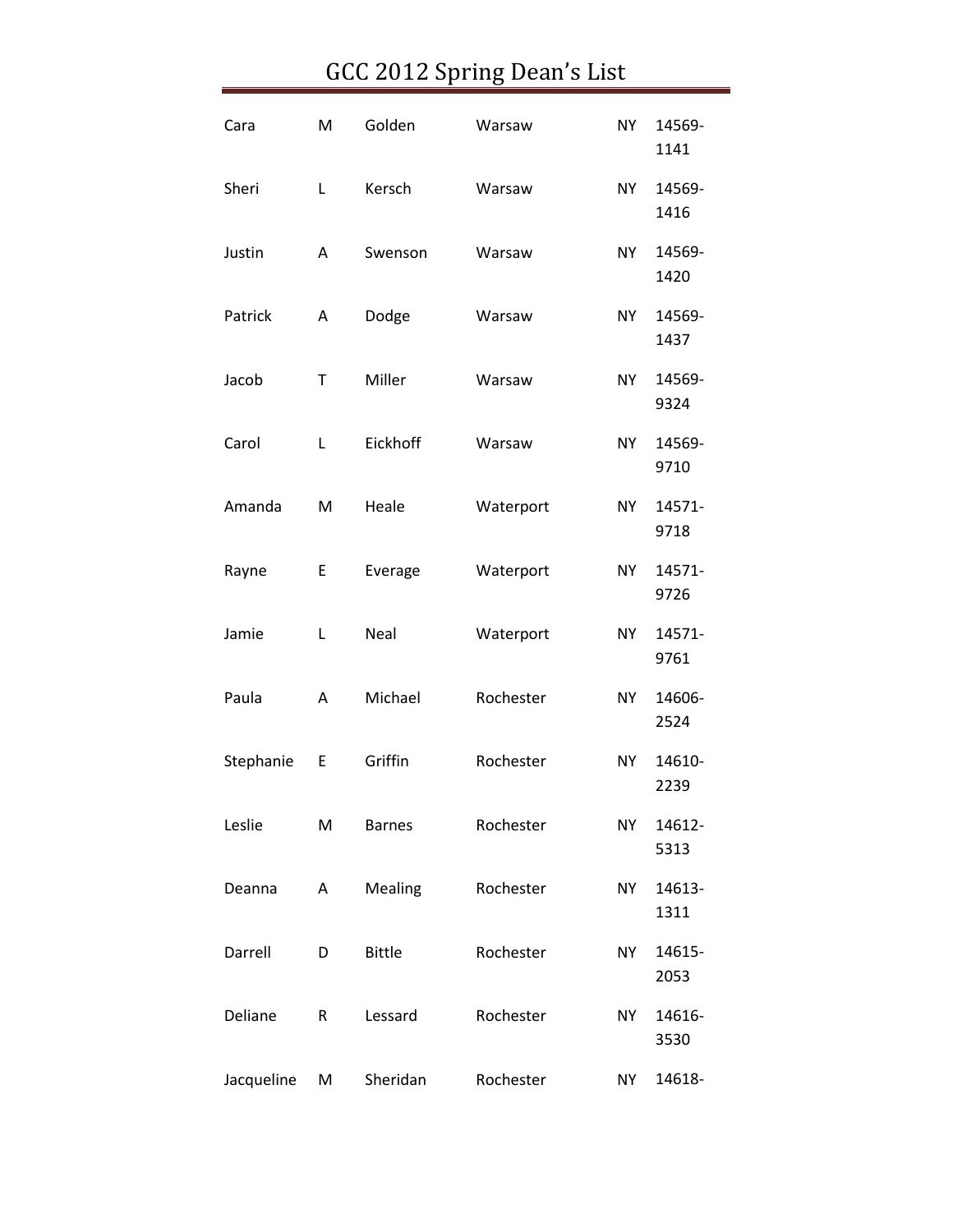# GCC 2012 Spring Dean's List

| | | | | | |
|---|---|---|---|---|---|
| Cara | M | Golden | Warsaw | NY | 14569-1141 |
| Sheri | L | Kersch | Warsaw | NY | 14569-1416 |
| Justin | A | Swenson | Warsaw | NY | 14569-1420 |
| Patrick | A | Dodge | Warsaw | NY | 14569-1437 |
| Jacob | T | Miller | Warsaw | NY | 14569-9324 |
| Carol | L | Eickhoff | Warsaw | NY | 14569-9710 |
| Amanda | M | Heale | Waterport | NY | 14571-9718 |
| Rayne | E | Everage | Waterport | NY | 14571-9726 |
| Jamie | L | Neal | Waterport | NY | 14571-9761 |
| Paula | A | Michael | Rochester | NY | 14606-2524 |
| Stephanie | E | Griffin | Rochester | NY | 14610-2239 |
| Leslie | M | Barnes | Rochester | NY | 14612-5313 |
| Deanna | A | Mealing | Rochester | NY | 14613-1311 |
| Darrell | D | Bittle | Rochester | NY | 14615-2053 |
| Deliane | R | Lessard | Rochester | NY | 14616-3530 |
| Jacqueline | M | Sheridan | Rochester | NY | 14618- |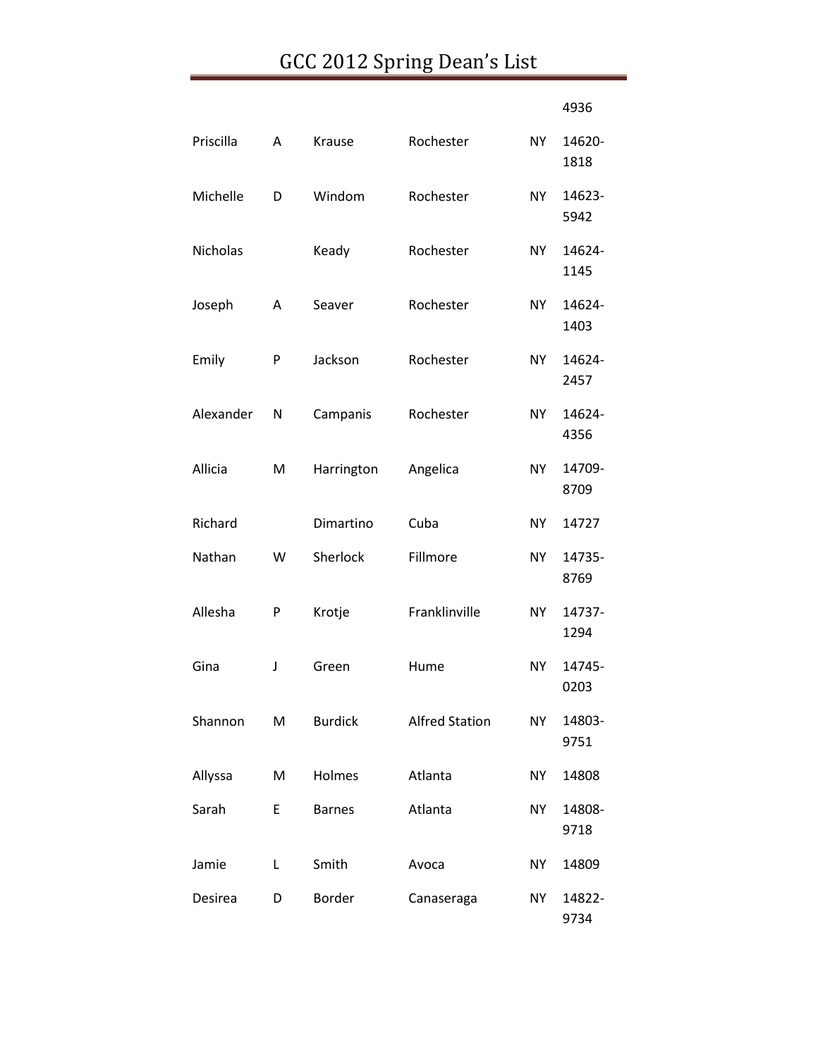| | | | | | |
|---|---|---|---|---|---|
| | | | | | 4936 |
| Priscilla | A | Krause | Rochester | NY | 14620-1818 |
| Michelle | D | Windom | Rochester | NY | 14623-5942 |
| Nicholas | | Keady | Rochester | NY | 14624-1145 |
| Joseph | A | Seaver | Rochester | NY | 14624-1403 |
| Emily | P | Jackson | Rochester | NY | 14624-2457 |
| Alexander | N | Campanis | Rochester | NY | 14624-4356 |
| Allicia | M | Harrington | Angelica | NY | 14709-8709 |
| Richard | | Dimartino | Cuba | NY | 14727 |
| Nathan | W | Sherlock | Fillmore | NY | 14735-8769 |
| Allesha | P | Krotje | Franklinville | NY | 14737-1294 |
| Gina | J | Green | Hume | NY | 14745-0203 |
| Shannon | M | Burdick | Alfred Station | NY | 14803-9751 |
| Allyssa | M | Holmes | Atlanta | NY | 14808 |
| Sarah | E | Barnes | Atlanta | NY | 14808-9718 |
| Jamie | L | Smith | Avoca | NY | 14809 |
| Desirea | D | Border | Canaseraga | NY | 14822-9734 |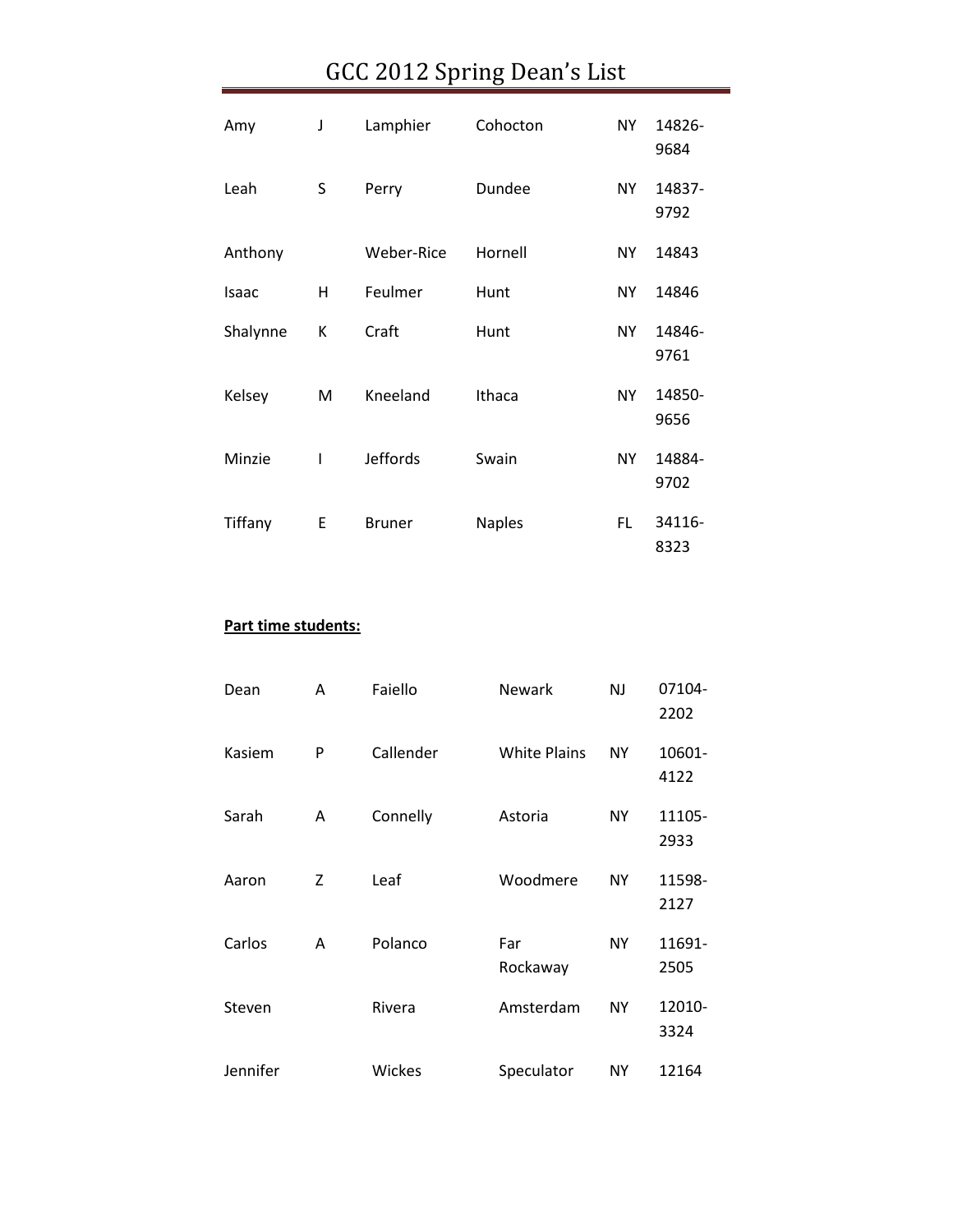# GCC 2012 Spring Dean's List

| | | | | | |
|---|---|---|---|---|---|
| Amy | J | Lamphier | Cohocton | NY | 14826-9684 |
| Leah | S | Perry | Dundee | NY | 14837-9792 |
| Anthony | | Weber-Rice | Hornell | NY | 14843 |
| Isaac | H | Feulmer | Hunt | NY | 14846 |
| Shalynne | K | Craft | Hunt | NY | 14846-9761 |
| Kelsey | M | Kneeland | Ithaca | NY | 14850-9656 |
| Minzie | I | Jeffords | Swain | NY | 14884-9702 |
| Tiffany | E | Bruner | Naples | FL | 34116-8323 |

**Part time students:**

| | | | | | |
|---|---|---|---|---|---|
| Dean | A | Faiello | Newark | NJ | 07104-2202 |
| Kasiem | P | Callender | White Plains | NY | 10601-4122 |
| Sarah | A | Connelly | Astoria | NY | 11105-2933 |
| Aaron | Z | Leaf | Woodmere | NY | 11598-2127 |
| Carlos | A | Polanco | Far Rockaway | NY | 11691-2505 |
| Steven | | Rivera | Amsterdam | NY | 12010-3324 |
| Jennifer | | Wickes | Speculator | NY | 12164 |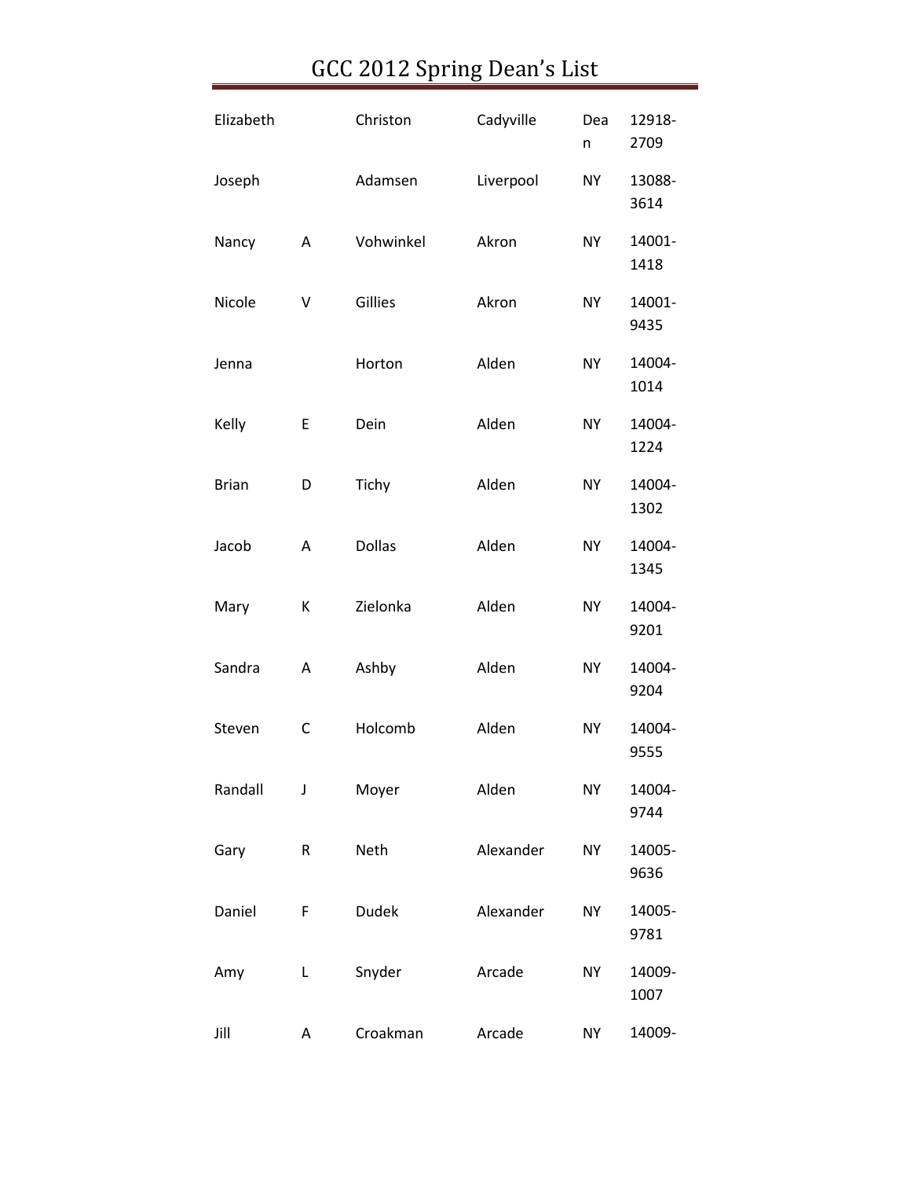# GCC 2012 Spring Dean's List

| | | | | | |
|---|---|---|---|---|---|
| Elizabeth | | Christon | Cadyville | Dean | 12918-2709 |
| Joseph | | Adamsen | Liverpool | NY | 13088-3614 |
| Nancy | A | Vohwinkel | Akron | NY | 14001-1418 |
| Nicole | V | Gillies | Akron | NY | 14001-9435 |
| Jenna | | Horton | Alden | NY | 14004-1014 |
| Kelly | E | Dein | Alden | NY | 14004-1224 |
| Brian | D | Tichy | Alden | NY | 14004-1302 |
| Jacob | A | Dollas | Alden | NY | 14004-1345 |
| Mary | K | Zielonka | Alden | NY | 14004-9201 |
| Sandra | A | Ashby | Alden | NY | 14004-9204 |
| Steven | C | Holcomb | Alden | NY | 14004-9555 |
| Randall | J | Moyer | Alden | NY | 14004-9744 |
| Gary | R | Neth | Alexander | NY | 14005-9636 |
| Daniel | F | Dudek | Alexander | NY | 14005-9781 |
| Amy | L | Snyder | Arcade | NY | 14009-1007 |
| Jill | A | Croakman | Arcade | NY | 14009- |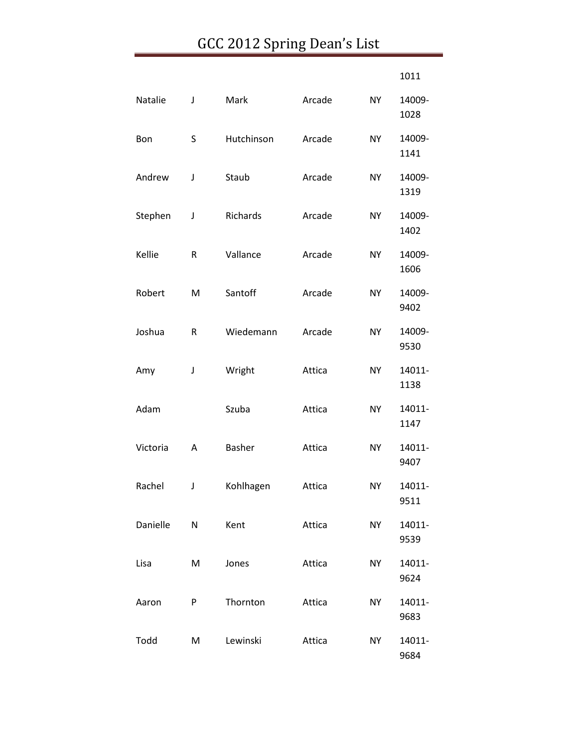| | | | | | |
|---|---|---|---|---|---|
| | | | | | 1011 |
| Natalie | J | Mark | Arcade | NY | 14009-1028 |
| Bon | S | Hutchinson | Arcade | NY | 14009-1141 |
| Andrew | J | Staub | Arcade | NY | 14009-1319 |
| Stephen | J | Richards | Arcade | NY | 14009-1402 |
| Kellie | R | Vallance | Arcade | NY | 14009-1606 |
| Robert | M | Santoff | Arcade | NY | 14009-9402 |
| Joshua | R | Wiedemann | Arcade | NY | 14009-9530 |
| Amy | J | Wright | Attica | NY | 14011-1138 |
| Adam | | Szuba | Attica | NY | 14011-1147 |
| Victoria | A | Basher | Attica | NY | 14011-9407 |
| Rachel | J | Kohlhagen | Attica | NY | 14011-9511 |
| Danielle | N | Kent | Attica | NY | 14011-9539 |
| Lisa | M | Jones | Attica | NY | 14011-9624 |
| Aaron | P | Thornton | Attica | NY | 14011-9683 |
| Todd | M | Lewinski | Attica | NY | 14011-9684 |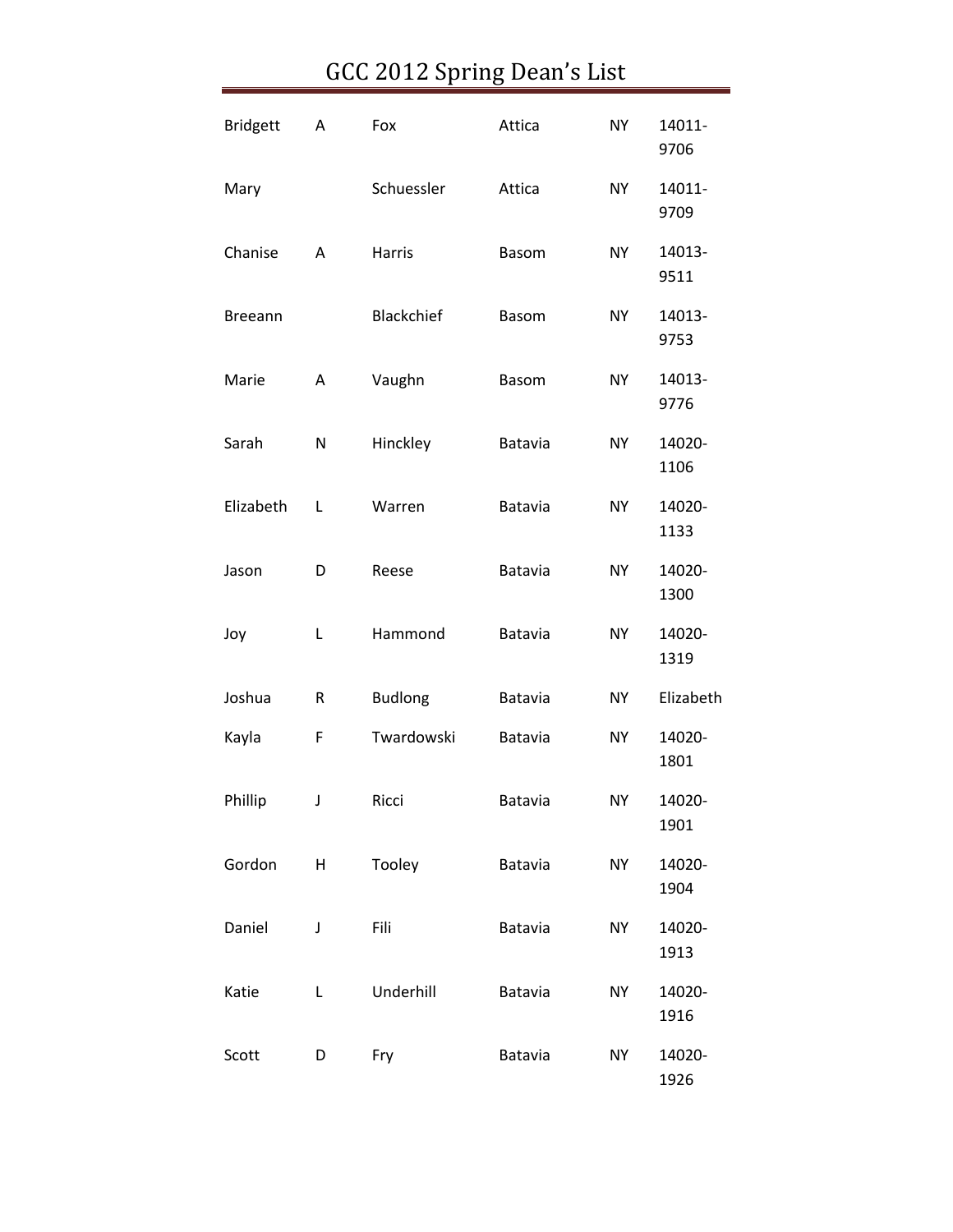# GCC 2012 Spring Dean's List

| | | | | | |
|---|---|---|---|---|---|
| Bridgett | A | Fox | Attica | NY | 14011-9706 |
| Mary | | Schuessler | Attica | NY | 14011-9709 |
| Chanise | A | Harris | Basom | NY | 14013-9511 |
| Breeann | | Blackchief | Basom | NY | 14013-9753 |
| Marie | A | Vaughn | Basom | NY | 14013-9776 |
| Sarah | N | Hinckley | Batavia | NY | 14020-1106 |
| Elizabeth | L | Warren | Batavia | NY | 14020-1133 |
| Jason | D | Reese | Batavia | NY | 14020-1300 |
| Joy | L | Hammond | Batavia | NY | 14020-1319 |
| Joshua | R | Budlong | Batavia | NY | Elizabeth |
| Kayla | F | Twardowski | Batavia | NY | 14020-1801 |
| Phillip | J | Ricci | Batavia | NY | 14020-1901 |
| Gordon | H | Tooley | Batavia | NY | 14020-1904 |
| Daniel | J | Fili | Batavia | NY | 14020-1913 |
| Katie | L | Underhill | Batavia | NY | 14020-1916 |
| Scott | D | Fry | Batavia | NY | 14020-1926 |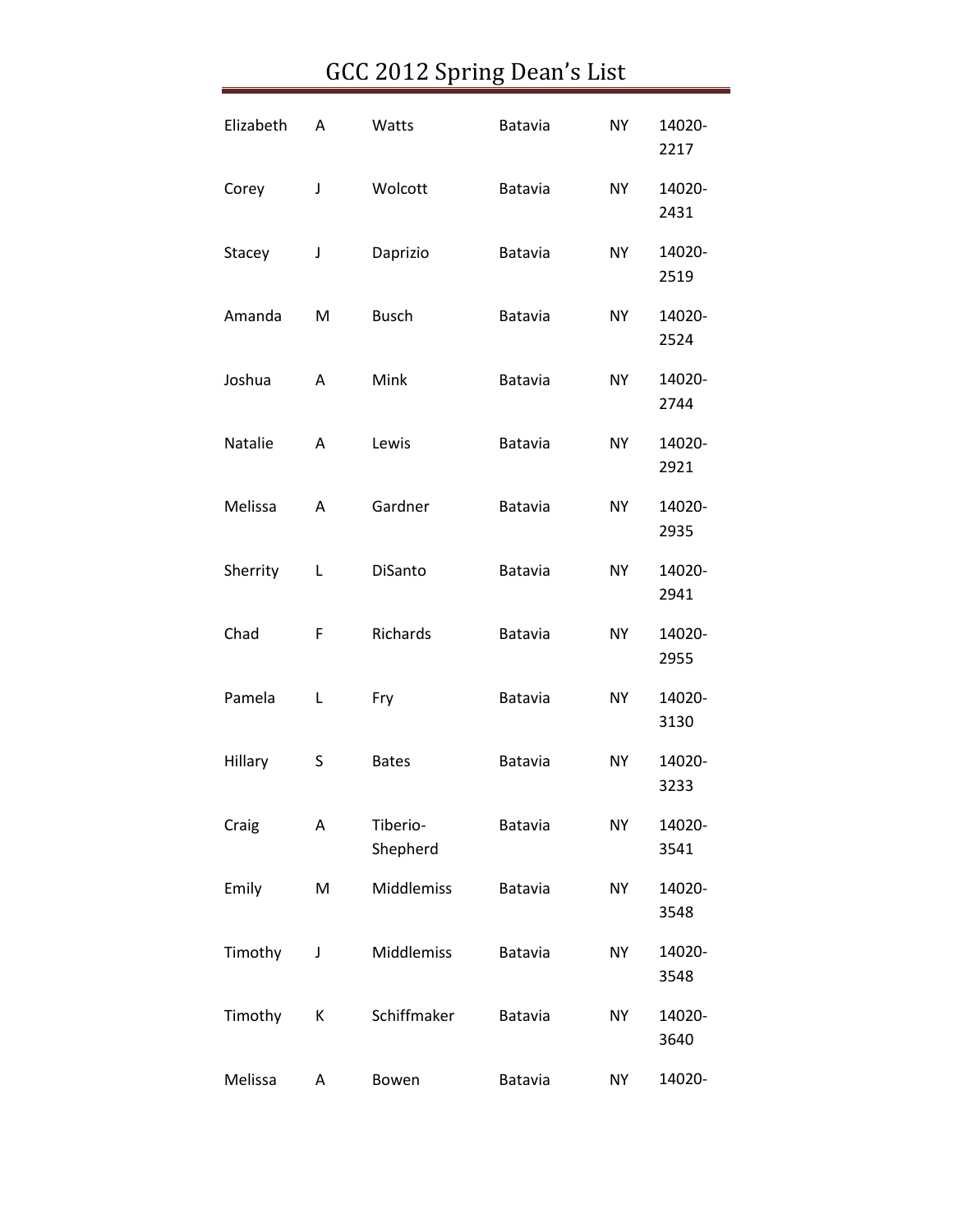# GCC 2012 Spring Dean's List

| | | | | | |
|---|---|---|---|---|---|
| Elizabeth | A | Watts | Batavia | NY | 14020-2217 |
| Corey | J | Wolcott | Batavia | NY | 14020-2431 |
| Stacey | J | Daprizio | Batavia | NY | 14020-2519 |
| Amanda | M | Busch | Batavia | NY | 14020-2524 |
| Joshua | A | Mink | Batavia | NY | 14020-2744 |
| Natalie | A | Lewis | Batavia | NY | 14020-2921 |
| Melissa | A | Gardner | Batavia | NY | 14020-2935 |
| Sherrity | L | DiSanto | Batavia | NY | 14020-2941 |
| Chad | F | Richards | Batavia | NY | 14020-2955 |
| Pamela | L | Fry | Batavia | NY | 14020-3130 |
| Hillary | S | Bates | Batavia | NY | 14020-3233 |
| Craig | A | Tiberio-Shepherd | Batavia | NY | 14020-3541 |
| Emily | M | Middlemiss | Batavia | NY | 14020-3548 |
| Timothy | J | Middlemiss | Batavia | NY | 14020-3548 |
| Timothy | K | Schiffmaker | Batavia | NY | 14020-3640 |
| Melissa | A | Bowen | Batavia | NY | 14020- |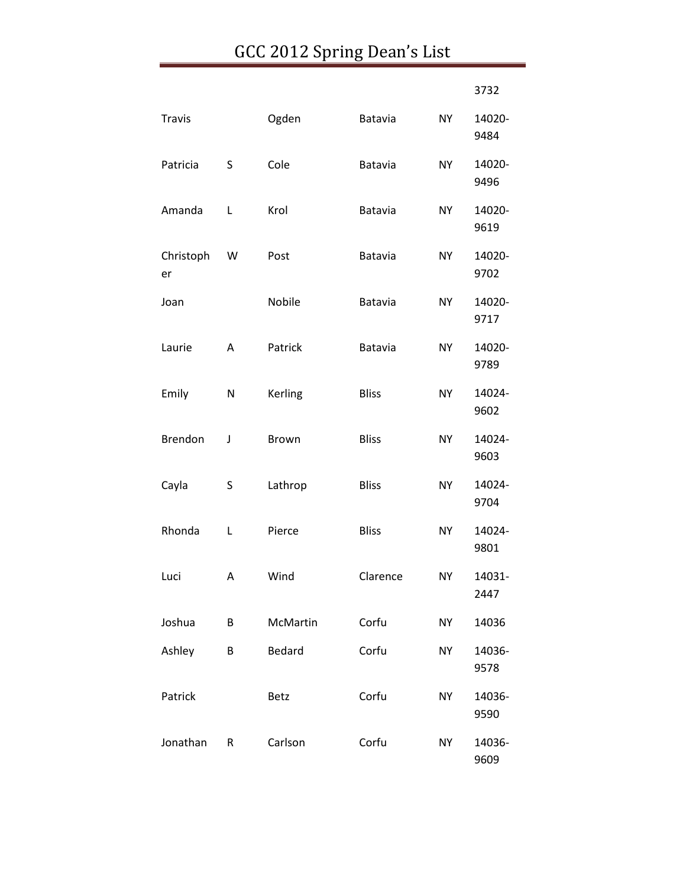| | | | | | |
|---|---|---|---|---|---|
| | | | | | 3732 |
| Travis | | Ogden | Batavia | NY | 14020-9484 |
| Patricia | S | Cole | Batavia | NY | 14020-9496 |
| Amanda | L | Krol | Batavia | NY | 14020-9619 |
| Christopher | W | Post | Batavia | NY | 14020-9702 |
| Joan | | Nobile | Batavia | NY | 14020-9717 |
| Laurie | A | Patrick | Batavia | NY | 14020-9789 |
| Emily | N | Kerling | Bliss | NY | 14024-9602 |
| Brendon | J | Brown | Bliss | NY | 14024-9603 |
| Cayla | S | Lathrop | Bliss | NY | 14024-9704 |
| Rhonda | L | Pierce | Bliss | NY | 14024-9801 |
| Luci | A | Wind | Clarence | NY | 14031-2447 |
| Joshua | B | McMartin | Corfu | NY | 14036 |
| Ashley | B | Bedard | Corfu | NY | 14036-9578 |
| Patrick | | Betz | Corfu | NY | 14036-9590 |
| Jonathan | R | Carlson | Corfu | NY | 14036-9609 |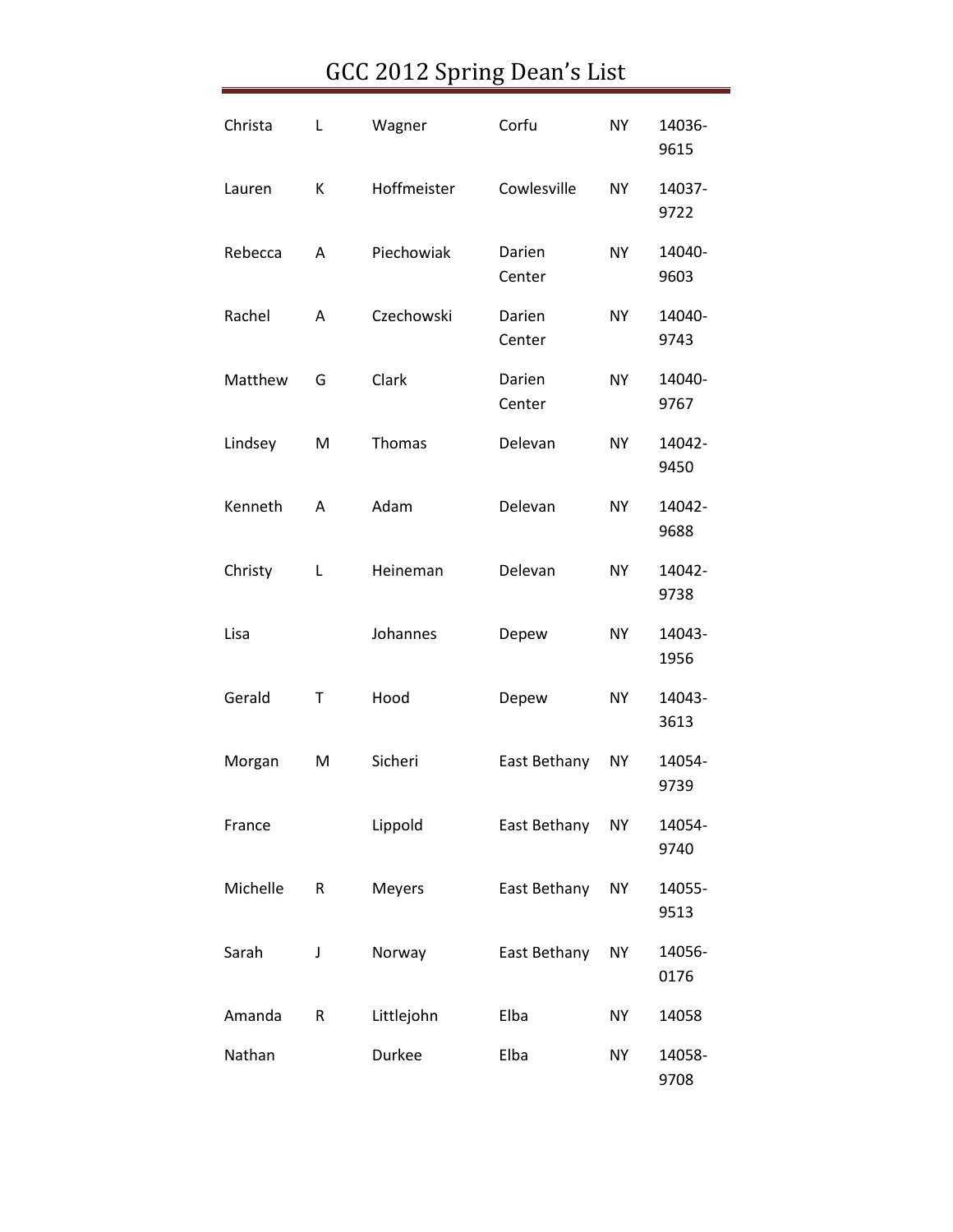# GCC 2012 Spring Dean's List

| | | | | | |
|---|---|---|---|---|---|
| Christa | L | Wagner | Corfu | NY | 14036-9615 |
| Lauren | K | Hoffmeister | Cowlesville | NY | 14037-9722 |
| Rebecca | A | Piechowiak | Darien Center | NY | 14040-9603 |
| Rachel | A | Czechowski | Darien Center | NY | 14040-9743 |
| Matthew | G | Clark | Darien Center | NY | 14040-9767 |
| Lindsey | M | Thomas | Delevan | NY | 14042-9450 |
| Kenneth | A | Adam | Delevan | NY | 14042-9688 |
| Christy | L | Heineman | Delevan | NY | 14042-9738 |
| Lisa | | Johannes | Depew | NY | 14043-1956 |
| Gerald | T | Hood | Depew | NY | 14043-3613 |
| Morgan | M | Sicheri | East Bethany | NY | 14054-9739 |
| France | | Lippold | East Bethany | NY | 14054-9740 |
| Michelle | R | Meyers | East Bethany | NY | 14055-9513 |
| Sarah | J | Norway | East Bethany | NY | 14056-0176 |
| Amanda | R | Littlejohn | Elba | NY | 14058 |
| Nathan | | Durkee | Elba | NY | 14058-9708 |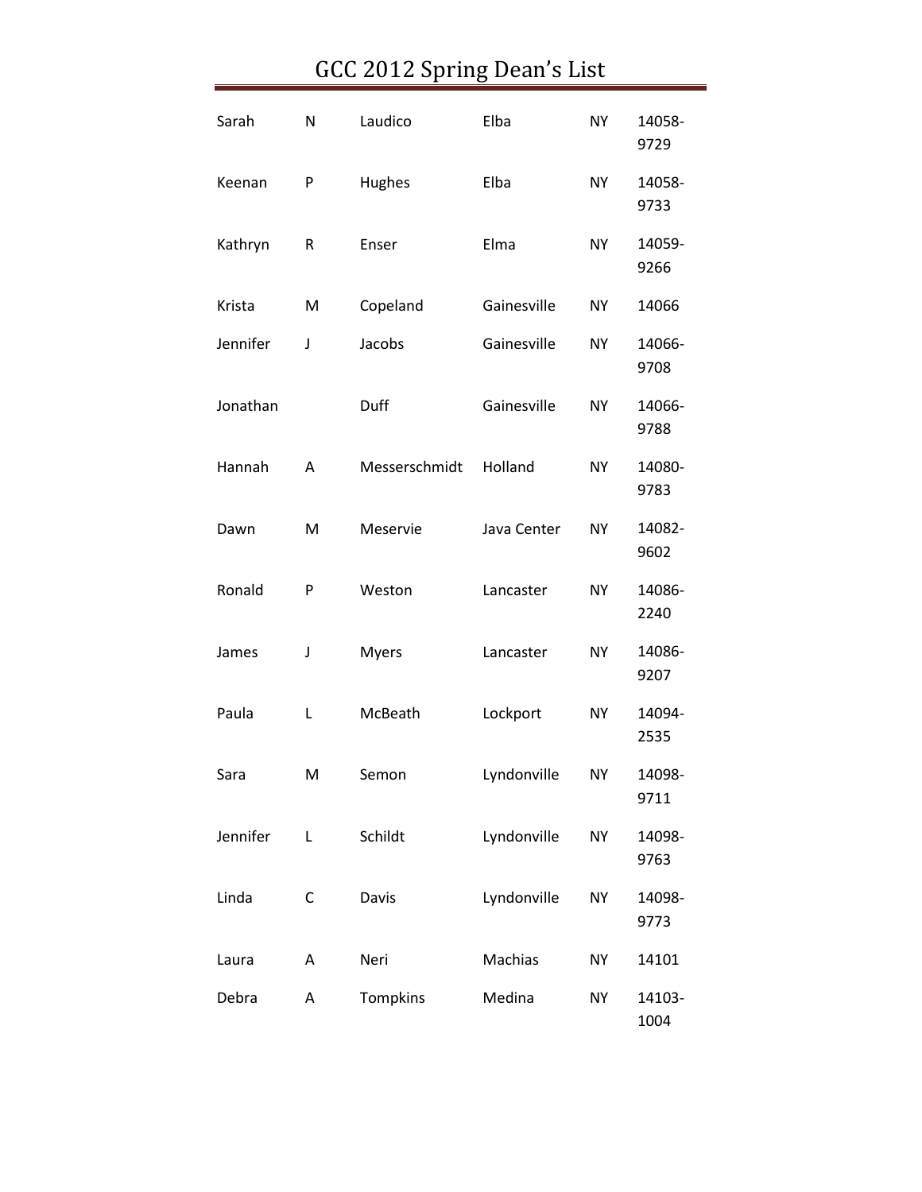# GCC 2012 Spring Dean's List

| | | | | | |
|---|---|---|---|---|---|
| Sarah | N | Laudico | Elba | NY | 14058-9729 |
| Keenan | P | Hughes | Elba | NY | 14058-9733 |
| Kathryn | R | Enser | Elma | NY | 14059-9266 |
| Krista | M | Copeland | Gainesville | NY | 14066 |
| Jennifer | J | Jacobs | Gainesville | NY | 14066-9708 |
| Jonathan | | Duff | Gainesville | NY | 14066-9788 |
| Hannah | A | Messerschmidt | Holland | NY | 14080-9783 |
| Dawn | M | Meservie | Java Center | NY | 14082-9602 |
| Ronald | P | Weston | Lancaster | NY | 14086-2240 |
| James | J | Myers | Lancaster | NY | 14086-9207 |
| Paula | L | McBeath | Lockport | NY | 14094-2535 |
| Sara | M | Semon | Lyndonville | NY | 14098-9711 |
| Jennifer | L | Schildt | Lyndonville | NY | 14098-9763 |
| Linda | C | Davis | Lyndonville | NY | 14098-9773 |
| Laura | A | Neri | Machias | NY | 14101 |
| Debra | A | Tompkins | Medina | NY | 14103-1004 |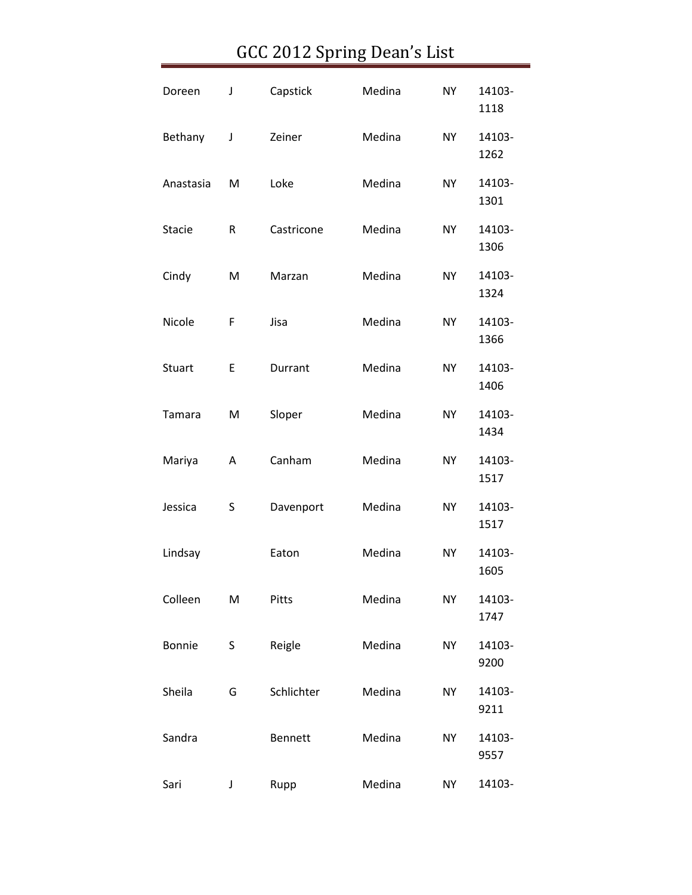# GCC 2012 Spring Dean's List

| | | | | | |
|---|---|---|---|---|---|
| Doreen | J | Capstick | Medina | NY | 14103-1118 |
| Bethany | J | Zeiner | Medina | NY | 14103-1262 |
| Anastasia | M | Loke | Medina | NY | 14103-1301 |
| Stacie | R | Castricone | Medina | NY | 14103-1306 |
| Cindy | M | Marzan | Medina | NY | 14103-1324 |
| Nicole | F | Jisa | Medina | NY | 14103-1366 |
| Stuart | E | Durrant | Medina | NY | 14103-1406 |
| Tamara | M | Sloper | Medina | NY | 14103-1434 |
| Mariya | A | Canham | Medina | NY | 14103-1517 |
| Jessica | S | Davenport | Medina | NY | 14103-1517 |
| Lindsay | | Eaton | Medina | NY | 14103-1605 |
| Colleen | M | Pitts | Medina | NY | 14103-1747 |
| Bonnie | S | Reigle | Medina | NY | 14103-9200 |
| Sheila | G | Schlichter | Medina | NY | 14103-9211 |
| Sandra | | Bennett | Medina | NY | 14103-9557 |
| Sari | J | Rupp | Medina | NY | 14103- |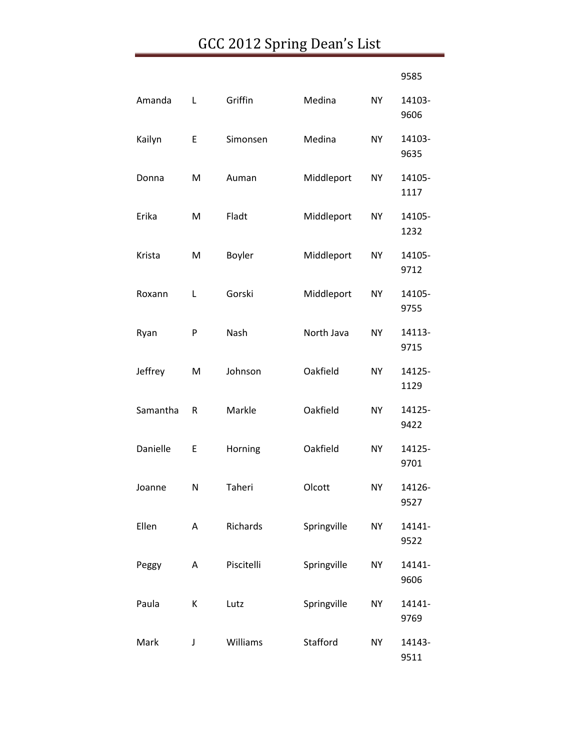| | | | | | |
|---|---|---|---|---|---|
| | | | | | 9585 |
| Amanda | L | Griffin | Medina | NY | 14103-9606 |
| Kailyn | E | Simonsen | Medina | NY | 14103-9635 |
| Donna | M | Auman | Middleport | NY | 14105-1117 |
| Erika | M | Fladt | Middleport | NY | 14105-1232 |
| Krista | M | Boyler | Middleport | NY | 14105-9712 |
| Roxann | L | Gorski | Middleport | NY | 14105-9755 |
| Ryan | P | Nash | North Java | NY | 14113-9715 |
| Jeffrey | M | Johnson | Oakfield | NY | 14125-1129 |
| Samantha | R | Markle | Oakfield | NY | 14125-9422 |
| Danielle | E | Horning | Oakfield | NY | 14125-9701 |
| Joanne | N | Taheri | Olcott | NY | 14126-9527 |
| Ellen | A | Richards | Springville | NY | 14141-9522 |
| Peggy | A | Piscitelli | Springville | NY | 14141-9606 |
| Paula | K | Lutz | Springville | NY | 14141-9769 |
| Mark | J | Williams | Stafford | NY | 14143-9511 |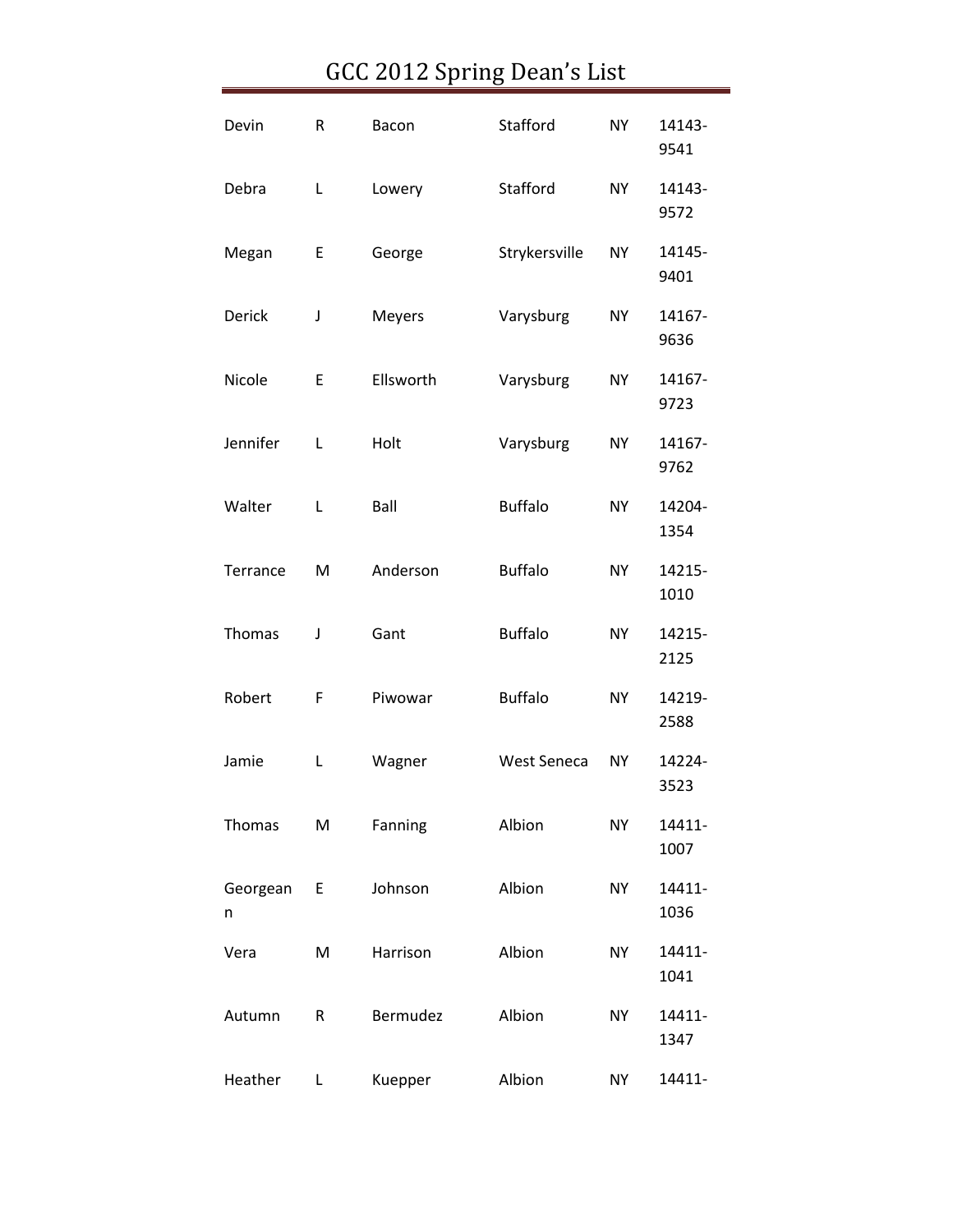# GCC 2012 Spring Dean's List

| | | | | | |
|---|---|---|---|---|---|
| Devin | R | Bacon | Stafford | NY | 14143-9541 |
| Debra | L | Lowery | Stafford | NY | 14143-9572 |
| Megan | E | George | Strykersville | NY | 14145-9401 |
| Derick | J | Meyers | Varysburg | NY | 14167-9636 |
| Nicole | E | Ellsworth | Varysburg | NY | 14167-9723 |
| Jennifer | L | Holt | Varysburg | NY | 14167-9762 |
| Walter | L | Ball | Buffalo | NY | 14204-1354 |
| Terrance | M | Anderson | Buffalo | NY | 14215-1010 |
| Thomas | J | Gant | Buffalo | NY | 14215-2125 |
| Robert | F | Piwowar | Buffalo | NY | 14219-2588 |
| Jamie | L | Wagner | West Seneca | NY | 14224-3523 |
| Thomas | M | Fanning | Albion | NY | 14411-1007 |
| Georgeann | E | Johnson | Albion | NY | 14411-1036 |
| Vera | M | Harrison | Albion | NY | 14411-1041 |
| Autumn | R | Bermudez | Albion | NY | 14411-1347 |
| Heather | L | Kuepper | Albion | NY | 14411- |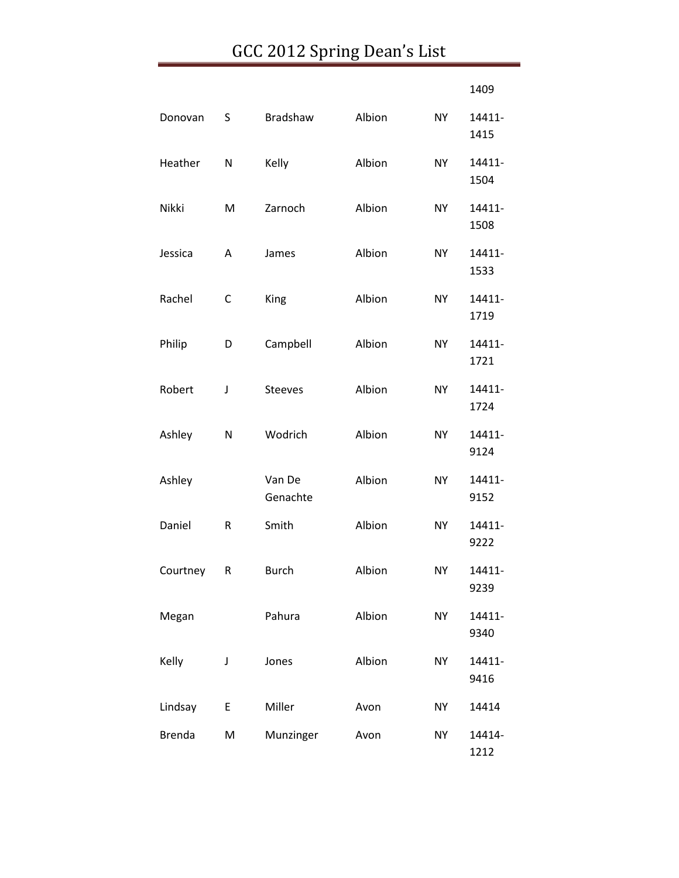| | | | | | |
|---|---|---|---|---|---|
| | | | | | 1409 |
| Donovan | S | Bradshaw | Albion | NY | 14411-1415 |
| Heather | N | Kelly | Albion | NY | 14411-1504 |
| Nikki | M | Zarnoch | Albion | NY | 14411-1508 |
| Jessica | A | James | Albion | NY | 14411-1533 |
| Rachel | C | King | Albion | NY | 14411-1719 |
| Philip | D | Campbell | Albion | NY | 14411-1721 |
| Robert | J | Steeves | Albion | NY | 14411-1724 |
| Ashley | N | Wodrich | Albion | NY | 14411-9124 |
| Ashley | | Van De Genachte | Albion | NY | 14411-9152 |
| Daniel | R | Smith | Albion | NY | 14411-9222 |
| Courtney | R | Burch | Albion | NY | 14411-9239 |
| Megan | | Pahura | Albion | NY | 14411-9340 |
| Kelly | J | Jones | Albion | NY | 14411-9416 |
| Lindsay | E | Miller | Avon | NY | 14414 |
| Brenda | M | Munzinger | Avon | NY | 14414-1212 |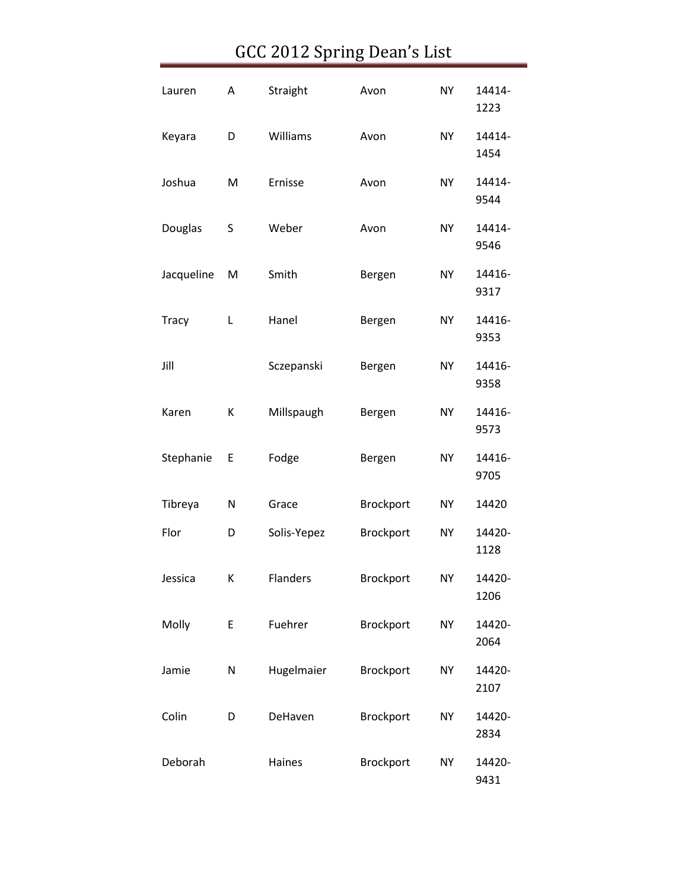# GCC 2012 Spring Dean's List

| | | | | | |
|---|---|---|---|---|---|
| Lauren | A | Straight | Avon | NY | 14414-1223 |
| Keyara | D | Williams | Avon | NY | 14414-1454 |
| Joshua | M | Ernisse | Avon | NY | 14414-9544 |
| Douglas | S | Weber | Avon | NY | 14414-9546 |
| Jacqueline | M | Smith | Bergen | NY | 14416-9317 |
| Tracy | L | Hanel | Bergen | NY | 14416-9353 |
| Jill | | Sczepanski | Bergen | NY | 14416-9358 |
| Karen | K | Millspaugh | Bergen | NY | 14416-9573 |
| Stephanie | E | Fodge | Bergen | NY | 14416-9705 |
| Tibreya | N | Grace | Brockport | NY | 14420 |
| Flor | D | Solis-Yepez | Brockport | NY | 14420-1128 |
| Jessica | K | Flanders | Brockport | NY | 14420-1206 |
| Molly | E | Fuehrer | Brockport | NY | 14420-2064 |
| Jamie | N | Hugelmaier | Brockport | NY | 14420-2107 |
| Colin | D | DeHaven | Brockport | NY | 14420-2834 |
| Deborah | | Haines | Brockport | NY | 14420-9431 |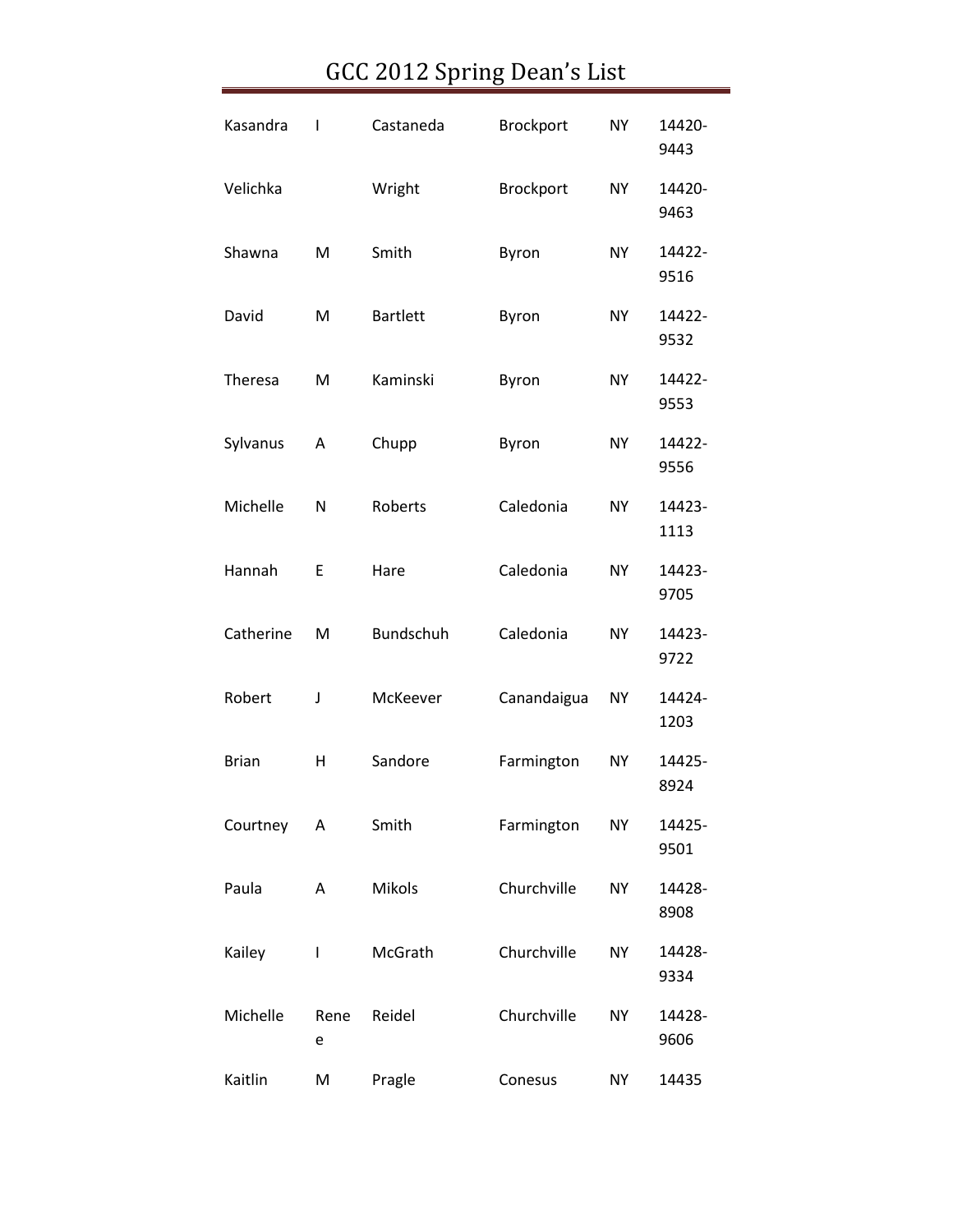# GCC 2012 Spring Dean's List

| | | | | | |
|---|---|---|---|---|---|
| Kasandra | I | Castaneda | Brockport | NY | 14420-9443 |
| Velichka | | Wright | Brockport | NY | 14420-9463 |
| Shawna | M | Smith | Byron | NY | 14422-9516 |
| David | M | Bartlett | Byron | NY | 14422-9532 |
| Theresa | M | Kaminski | Byron | NY | 14422-9553 |
| Sylvanus | A | Chupp | Byron | NY | 14422-9556 |
| Michelle | N | Roberts | Caledonia | NY | 14423-1113 |
| Hannah | E | Hare | Caledonia | NY | 14423-9705 |
| Catherine | M | Bundschuh | Caledonia | NY | 14423-9722 |
| Robert | J | McKeever | Canandaigua | NY | 14424-1203 |
| Brian | H | Sandore | Farmington | NY | 14425-8924 |
| Courtney | A | Smith | Farmington | NY | 14425-9501 |
| Paula | A | Mikols | Churchville | NY | 14428-8908 |
| Kailey | I | McGrath | Churchville | NY | 14428-9334 |
| Michelle | Renee | Reidel | Churchville | NY | 14428-9606 |
| Kaitlin | M | Pragle | Conesus | NY | 14435 |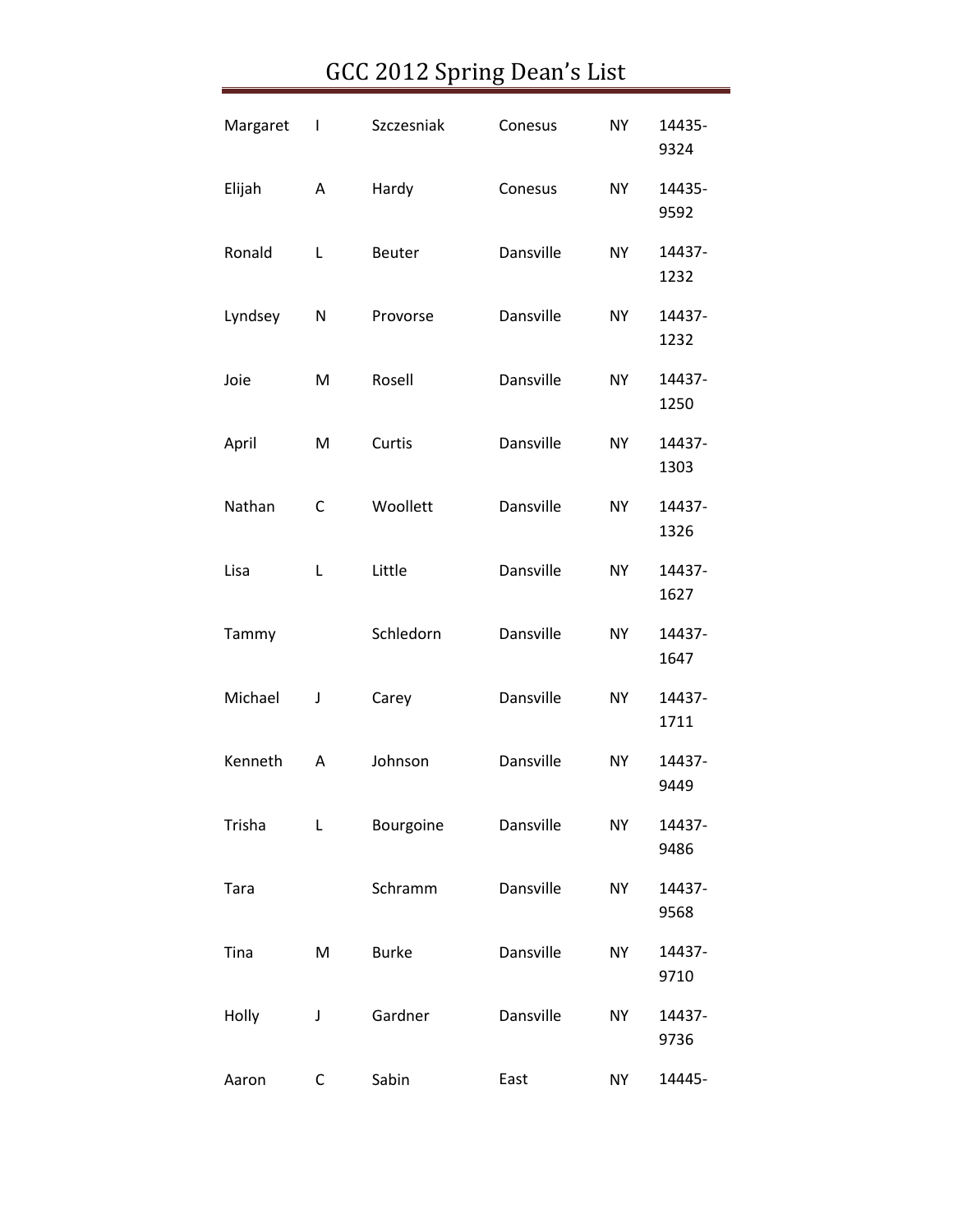# GCC 2012 Spring Dean's List

| | | | | | |
|---|---|---|---|---|---|
| Margaret | I | Szczesniak | Conesus | NY | 14435-9324 |
| Elijah | A | Hardy | Conesus | NY | 14435-9592 |
| Ronald | L | Beuter | Dansville | NY | 14437-1232 |
| Lyndsey | N | Provorse | Dansville | NY | 14437-1232 |
| Joie | M | Rosell | Dansville | NY | 14437-1250 |
| April | M | Curtis | Dansville | NY | 14437-1303 |
| Nathan | C | Woollett | Dansville | NY | 14437-1326 |
| Lisa | L | Little | Dansville | NY | 14437-1627 |
| Tammy | | Schledorn | Dansville | NY | 14437-1647 |
| Michael | J | Carey | Dansville | NY | 14437-1711 |
| Kenneth | A | Johnson | Dansville | NY | 14437-9449 |
| Trisha | L | Bourgoine | Dansville | NY | 14437-9486 |
| Tara | | Schramm | Dansville | NY | 14437-9568 |
| Tina | M | Burke | Dansville | NY | 14437-9710 |
| Holly | J | Gardner | Dansville | NY | 14437-9736 |
| Aaron | C | Sabin | East | NY | 14445- |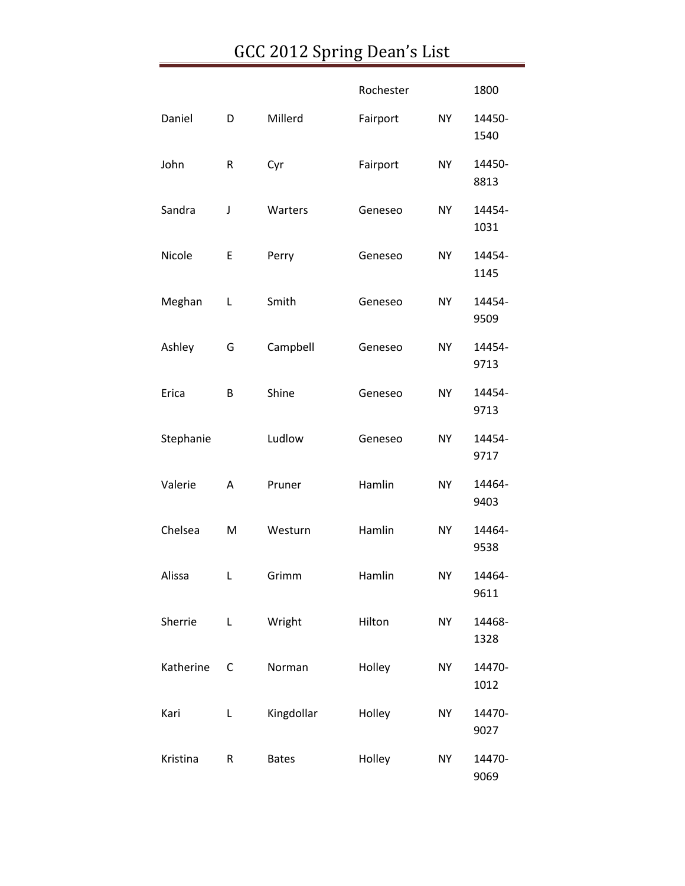# GCC 2012 Spring Dean's List

| | | | | | |
|---|---|---|---|---|---|
| | | | Rochester | | 1800 |
| Daniel | D | Millerd | Fairport | NY | 14450-1540 |
| John | R | Cyr | Fairport | NY | 14450-8813 |
| Sandra | J | Warters | Geneseo | NY | 14454-1031 |
| Nicole | E | Perry | Geneseo | NY | 14454-1145 |
| Meghan | L | Smith | Geneseo | NY | 14454-9509 |
| Ashley | G | Campbell | Geneseo | NY | 14454-9713 |
| Erica | B | Shine | Geneseo | NY | 14454-9713 |
| Stephanie | | Ludlow | Geneseo | NY | 14454-9717 |
| Valerie | A | Pruner | Hamlin | NY | 14464-9403 |
| Chelsea | M | Westurn | Hamlin | NY | 14464-9538 |
| Alissa | L | Grimm | Hamlin | NY | 14464-9611 |
| Sherrie | L | Wright | Hilton | NY | 14468-1328 |
| Katherine | C | Norman | Holley | NY | 14470-1012 |
| Kari | L | Kingdollar | Holley | NY | 14470-9027 |
| Kristina | R | Bates | Holley | NY | 14470-9069 |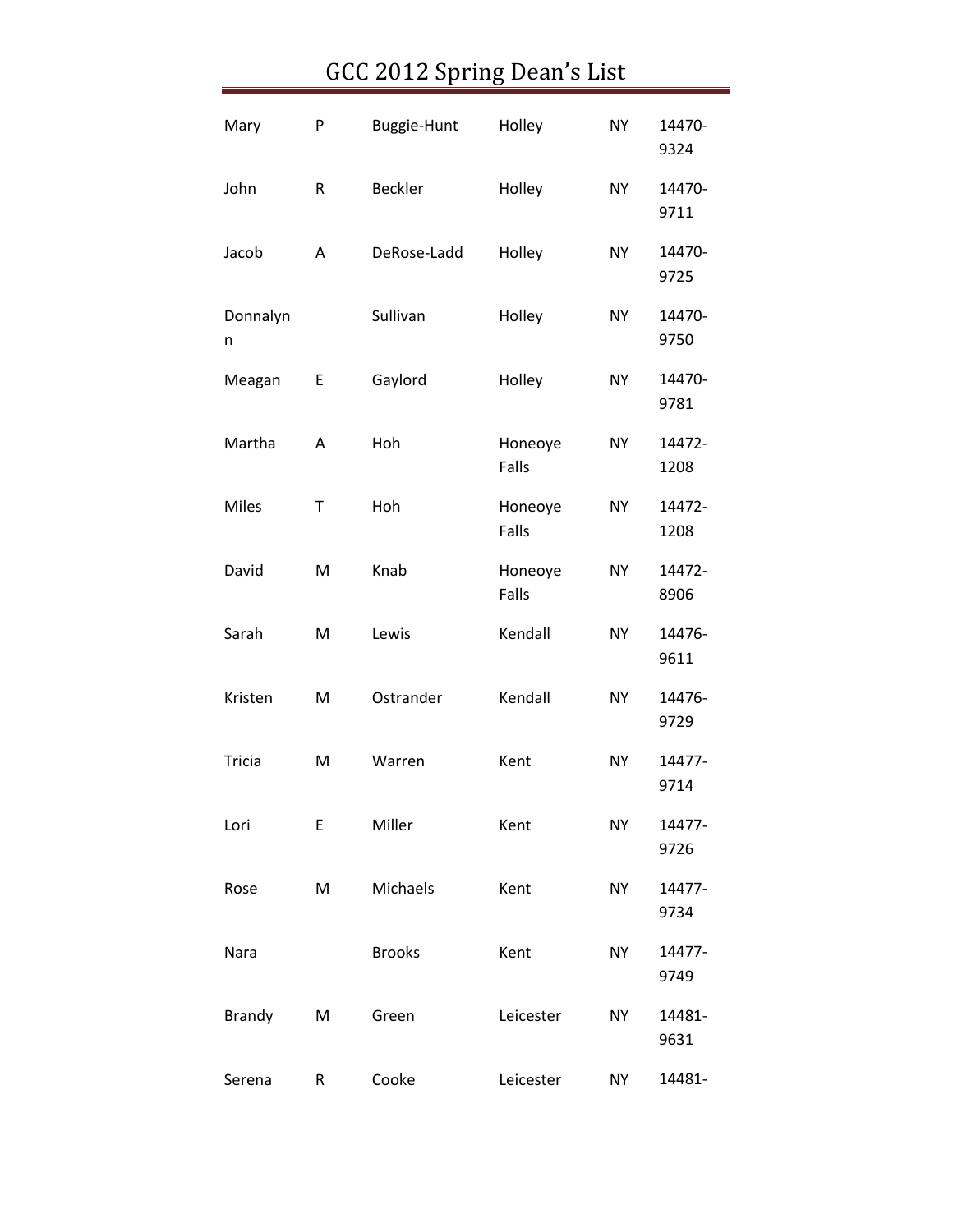# GCC 2012 Spring Dean's List

| | | | | | |
|---|---|---|---|---|---|
| Mary | P | Buggie-Hunt | Holley | NY | 14470-9324 |
| John | R | Beckler | Holley | NY | 14470-9711 |
| Jacob | A | DeRose-Ladd | Holley | NY | 14470-9725 |
| Donnalynn | | Sullivan | Holley | NY | 14470-9750 |
| Meagan | E | Gaylord | Holley | NY | 14470-9781 |
| Martha | A | Hoh | Honeoye Falls | NY | 14472-1208 |
| Miles | T | Hoh | Honeoye Falls | NY | 14472-1208 |
| David | M | Knab | Honeoye Falls | NY | 14472-8906 |
| Sarah | M | Lewis | Kendall | NY | 14476-9611 |
| Kristen | M | Ostrander | Kendall | NY | 14476-9729 |
| Tricia | M | Warren | Kent | NY | 14477-9714 |
| Lori | E | Miller | Kent | NY | 14477-9726 |
| Rose | M | Michaels | Kent | NY | 14477-9734 |
| Nara | | Brooks | Kent | NY | 14477-9749 |
| Brandy | M | Green | Leicester | NY | 14481-9631 |
| Serena | R | Cooke | Leicester | NY | 14481- |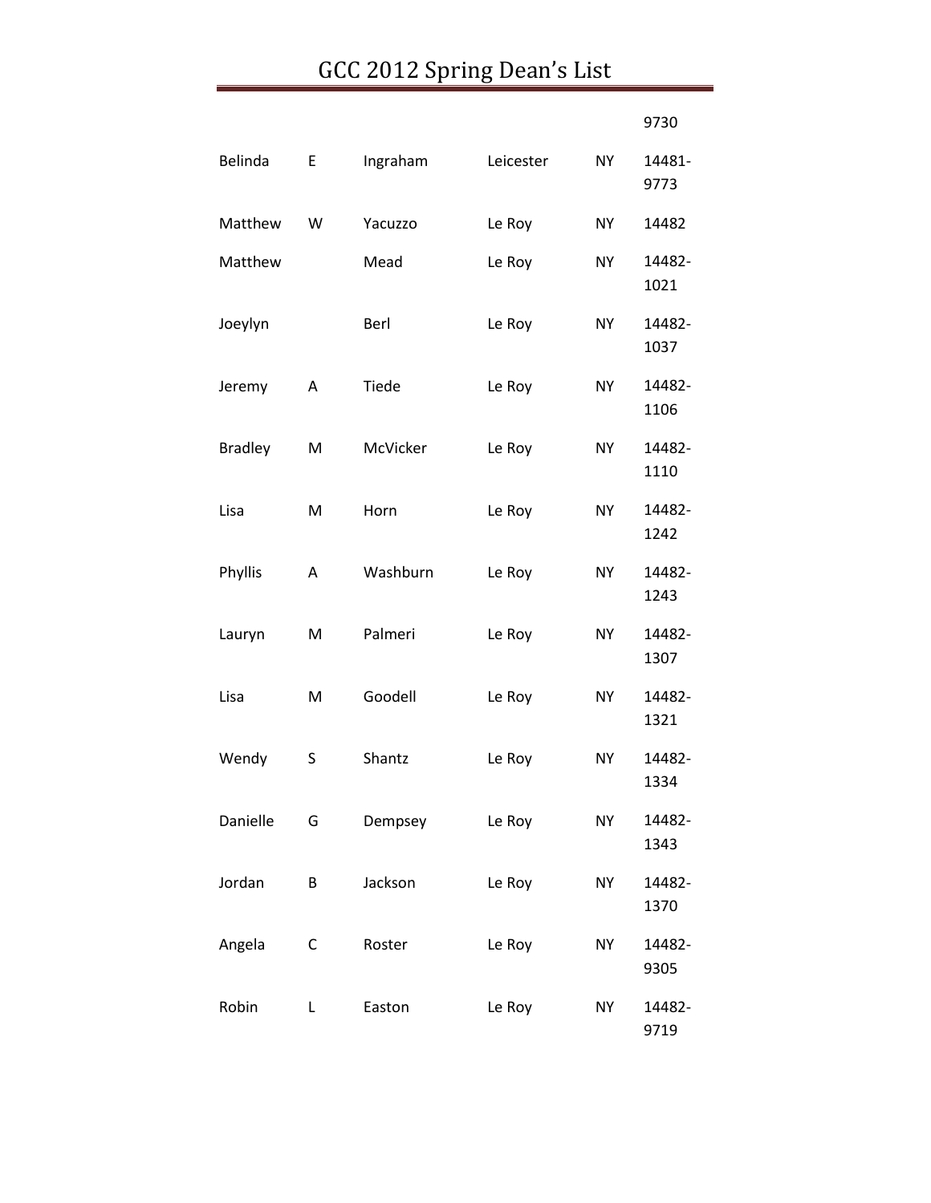# GCC 2012 Spring Dean's List

| | | | | | |
|---|---|---|---|---|---|
| | | | | | 9730 |
| Belinda | E | Ingraham | Leicester | NY | 14481-9773 |
| Matthew | W | Yacuzzo | Le Roy | NY | 14482 |
| Matthew | | Mead | Le Roy | NY | 14482-1021 |
| Joeylyn | | Berl | Le Roy | NY | 14482-1037 |
| Jeremy | A | Tiede | Le Roy | NY | 14482-1106 |
| Bradley | M | McVicker | Le Roy | NY | 14482-1110 |
| Lisa | M | Horn | Le Roy | NY | 14482-1242 |
| Phyllis | A | Washburn | Le Roy | NY | 14482-1243 |
| Lauryn | M | Palmeri | Le Roy | NY | 14482-1307 |
| Lisa | M | Goodell | Le Roy | NY | 14482-1321 |
| Wendy | S | Shantz | Le Roy | NY | 14482-1334 |
| Danielle | G | Dempsey | Le Roy | NY | 14482-1343 |
| Jordan | B | Jackson | Le Roy | NY | 14482-1370 |
| Angela | C | Roster | Le Roy | NY | 14482-9305 |
| Robin | L | Easton | Le Roy | NY | 14482-9719 |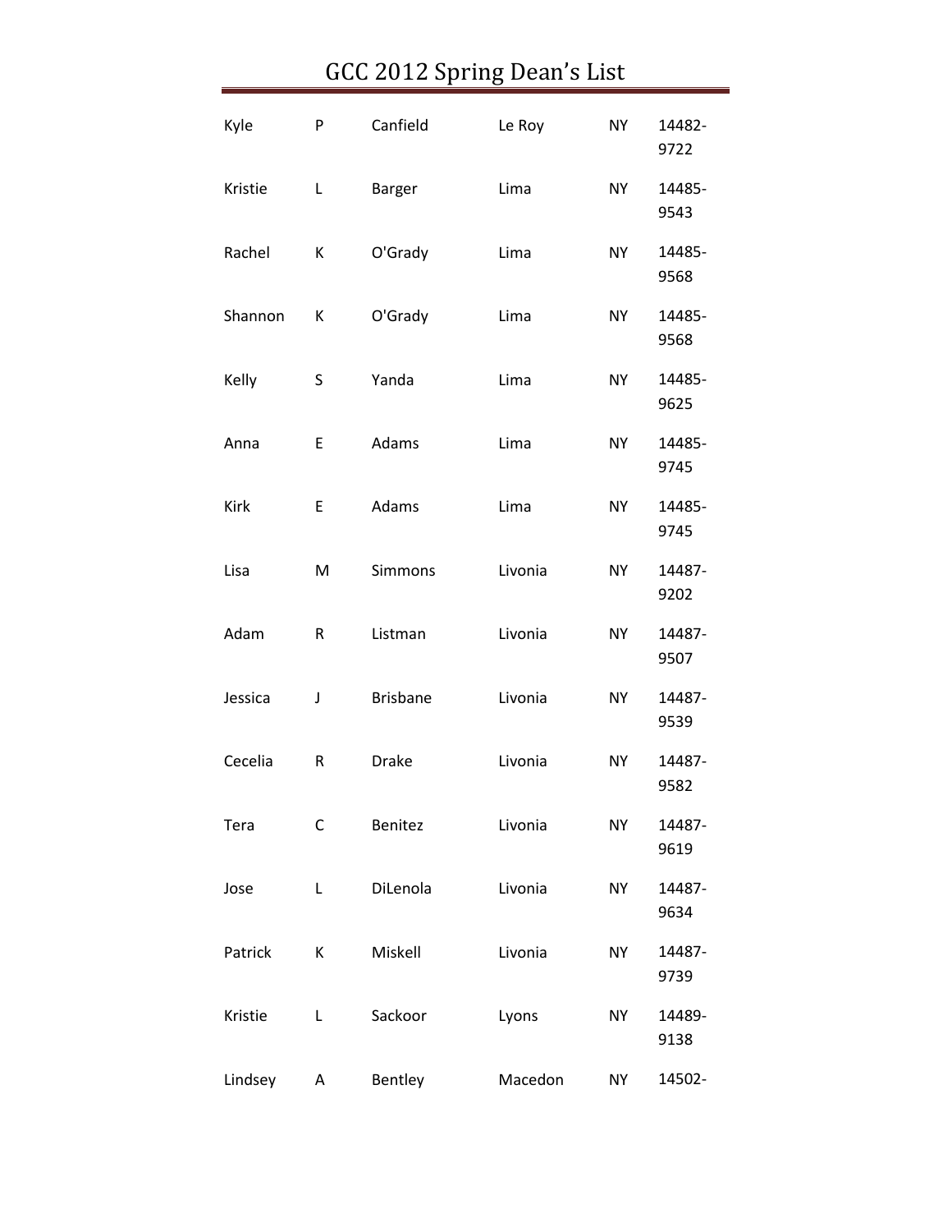# GCC 2012 Spring Dean's List

| | | | | | |
|---|---|---|---|---|---|
| Kyle | P | Canfield | Le Roy | NY | 14482-9722 |
| Kristie | L | Barger | Lima | NY | 14485-9543 |
| Rachel | K | O'Grady | Lima | NY | 14485-9568 |
| Shannon | K | O'Grady | Lima | NY | 14485-9568 |
| Kelly | S | Yanda | Lima | NY | 14485-9625 |
| Anna | E | Adams | Lima | NY | 14485-9745 |
| Kirk | E | Adams | Lima | NY | 14485-9745 |
| Lisa | M | Simmons | Livonia | NY | 14487-9202 |
| Adam | R | Listman | Livonia | NY | 14487-9507 |
| Jessica | J | Brisbane | Livonia | NY | 14487-9539 |
| Cecelia | R | Drake | Livonia | NY | 14487-9582 |
| Tera | C | Benitez | Livonia | NY | 14487-9619 |
| Jose | L | DiLenola | Livonia | NY | 14487-9634 |
| Patrick | K | Miskell | Livonia | NY | 14487-9739 |
| Kristie | L | Sackoor | Lyons | NY | 14489-9138 |
| Lindsey | A | Bentley | Macedon | NY | 14502- |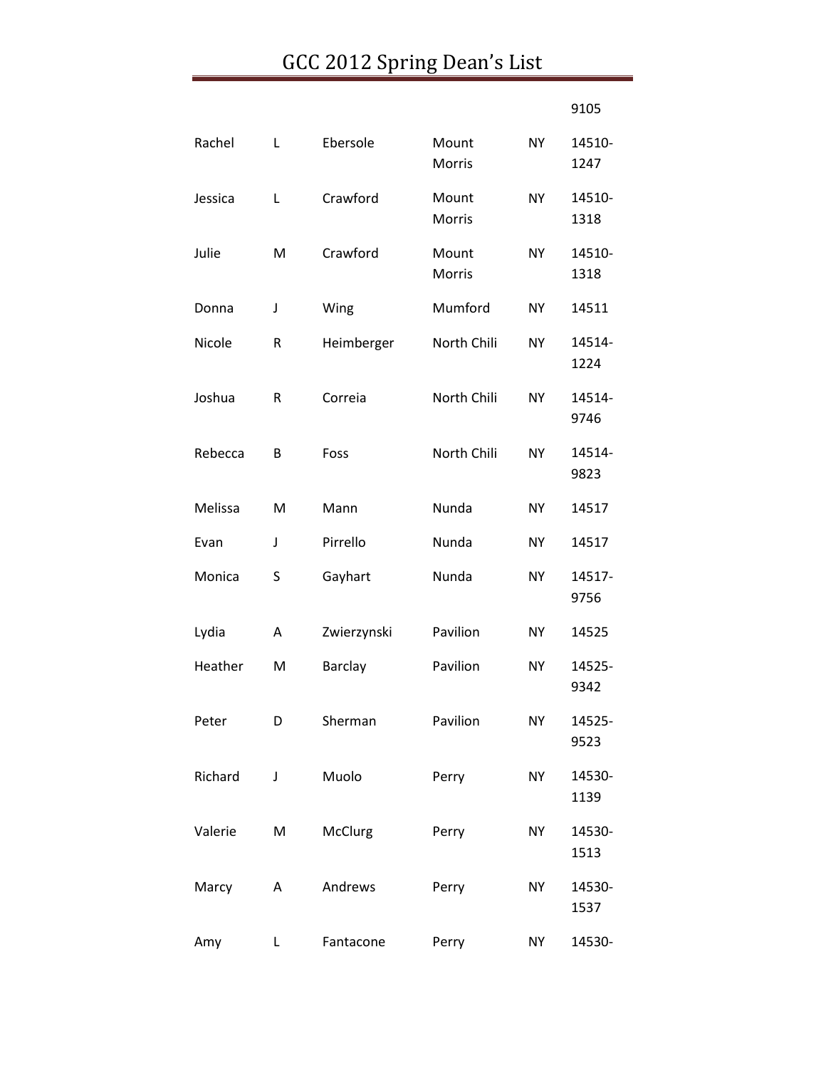# GCC 2012 Spring Dean's List

| | | | | | |
|---|---|---|---|---|---|
| | | | | | 9105 |
| Rachel | L | Ebersole | Mount Morris | NY | 14510-1247 |
| Jessica | L | Crawford | Mount Morris | NY | 14510-1318 |
| Julie | M | Crawford | Mount Morris | NY | 14510-1318 |
| Donna | J | Wing | Mumford | NY | 14511 |
| Nicole | R | Heimberger | North Chili | NY | 14514-1224 |
| Joshua | R | Correia | North Chili | NY | 14514-9746 |
| Rebecca | B | Foss | North Chili | NY | 14514-9823 |
| Melissa | M | Mann | Nunda | NY | 14517 |
| Evan | J | Pirrello | Nunda | NY | 14517 |
| Monica | S | Gayhart | Nunda | NY | 14517-9756 |
| Lydia | A | Zwierzynski | Pavilion | NY | 14525 |
| Heather | M | Barclay | Pavilion | NY | 14525-9342 |
| Peter | D | Sherman | Pavilion | NY | 14525-9523 |
| Richard | J | Muolo | Perry | NY | 14530-1139 |
| Valerie | M | McClurg | Perry | NY | 14530-1513 |
| Marcy | A | Andrews | Perry | NY | 14530-1537 |
| Amy | L | Fantacone | Perry | NY | 14530- |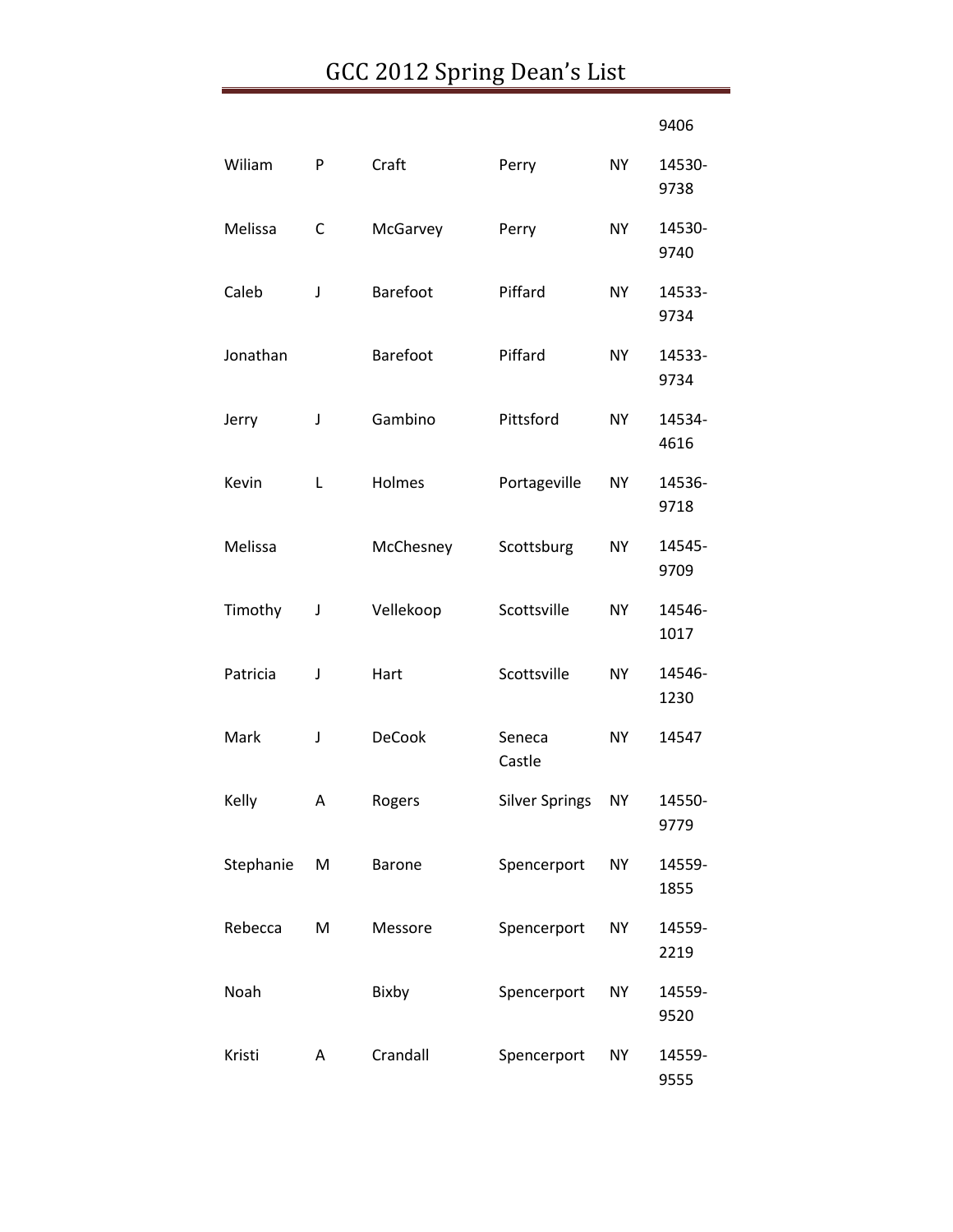# GCC 2012 Spring Dean's List

| | | | | | |
|---|---|---|---|---|---|
| | | | | | 9406 |
| Wiliam | P | Craft | Perry | NY | 14530-9738 |
| Melissa | C | McGarvey | Perry | NY | 14530-9740 |
| Caleb | J | Barefoot | Piffard | NY | 14533-9734 |
| Jonathan | | Barefoot | Piffard | NY | 14533-9734 |
| Jerry | J | Gambino | Pittsford | NY | 14534-4616 |
| Kevin | L | Holmes | Portageville | NY | 14536-9718 |
| Melissa | | McChesney | Scottsburg | NY | 14545-9709 |
| Timothy | J | Vellekoop | Scottsville | NY | 14546-1017 |
| Patricia | J | Hart | Scottsville | NY | 14546-1230 |
| Mark | J | DeCook | Seneca Castle | NY | 14547 |
| Kelly | A | Rogers | Silver Springs | NY | 14550-9779 |
| Stephanie | M | Barone | Spencerport | NY | 14559-1855 |
| Rebecca | M | Messore | Spencerport | NY | 14559-2219 |
| Noah | | Bixby | Spencerport | NY | 14559-9520 |
| Kristi | A | Crandall | Spencerport | NY | 14559-9555 |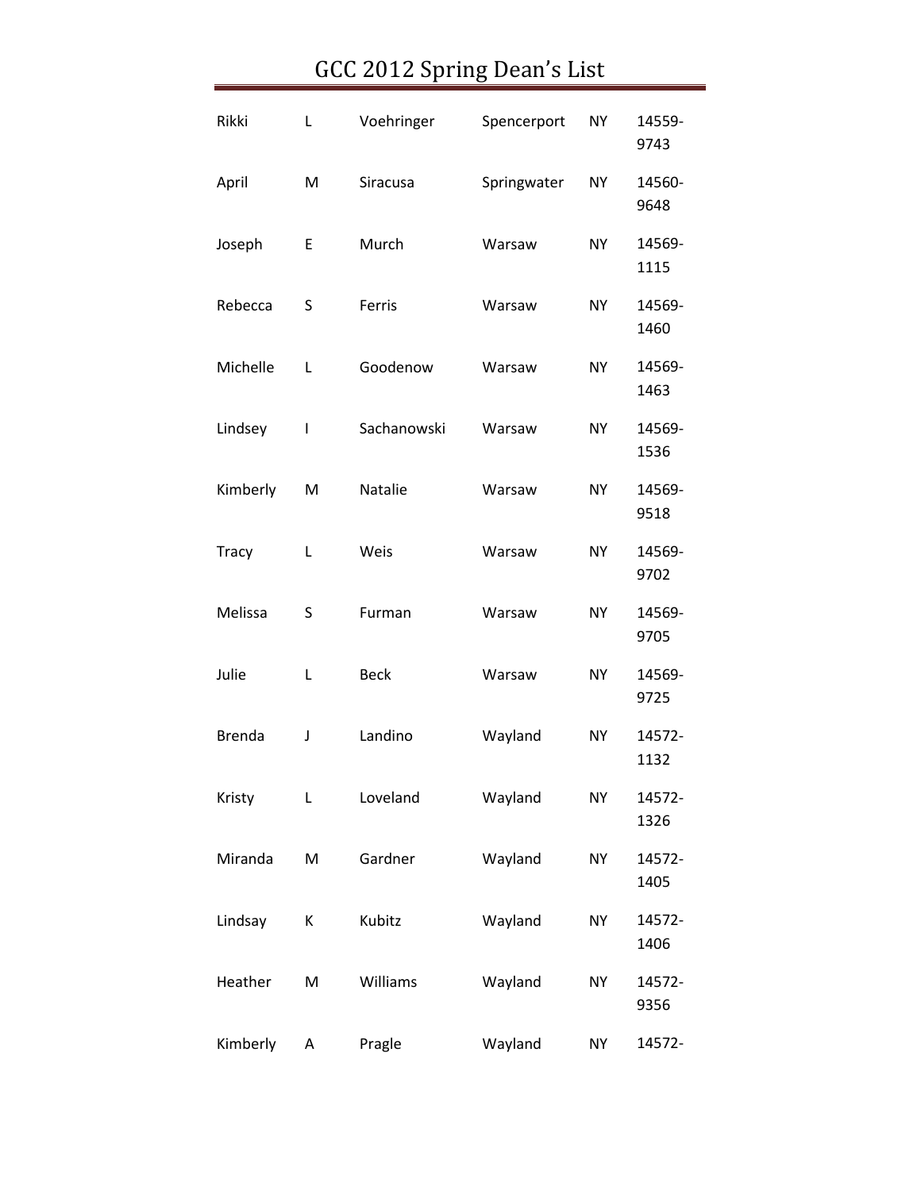# GCC 2012 Spring Dean's List

| | | | | | |
|---|---|---|---|---|---|
| Rikki | L | Voehringer | Spencerport | NY | 14559-9743 |
| April | M | Siracusa | Springwater | NY | 14560-9648 |
| Joseph | E | Murch | Warsaw | NY | 14569-1115 |
| Rebecca | S | Ferris | Warsaw | NY | 14569-1460 |
| Michelle | L | Goodenow | Warsaw | NY | 14569-1463 |
| Lindsey | I | Sachanowski | Warsaw | NY | 14569-1536 |
| Kimberly | M | Natalie | Warsaw | NY | 14569-9518 |
| Tracy | L | Weis | Warsaw | NY | 14569-9702 |
| Melissa | S | Furman | Warsaw | NY | 14569-9705 |
| Julie | L | Beck | Warsaw | NY | 14569-9725 |
| Brenda | J | Landino | Wayland | NY | 14572-1132 |
| Kristy | L | Loveland | Wayland | NY | 14572-1326 |
| Miranda | M | Gardner | Wayland | NY | 14572-1405 |
| Lindsay | K | Kubitz | Wayland | NY | 14572-1406 |
| Heather | M | Williams | Wayland | NY | 14572-9356 |
| Kimberly | A | Pragle | Wayland | NY | 14572- |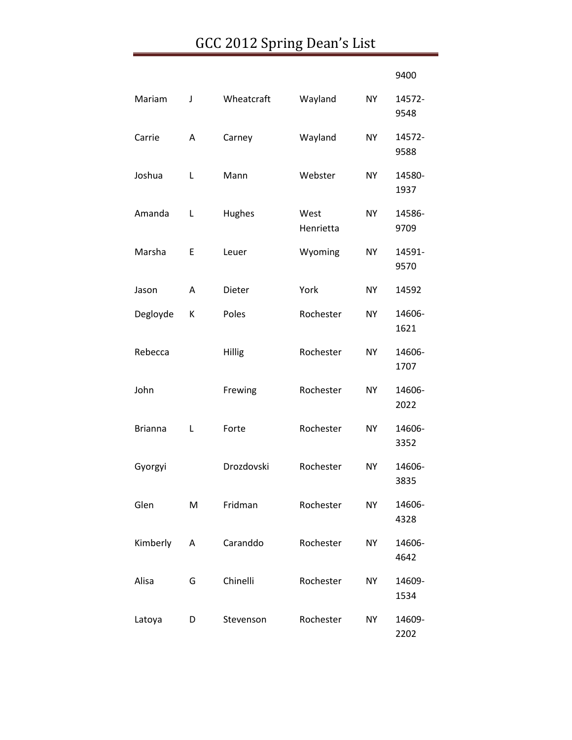| | | | | | 9400 |
|---|---|---|---|---|---|
| Mariam | J | Wheatcraft | Wayland | NY | 14572-9548 |
| Carrie | A | Carney | Wayland | NY | 14572-9588 |
| Joshua | L | Mann | Webster | NY | 14580-1937 |
| Amanda | L | Hughes | West Henrietta | NY | 14586-9709 |
| Marsha | E | Leuer | Wyoming | NY | 14591-9570 |
| Jason | A | Dieter | York | NY | 14592 |
| Degloyde | K | Poles | Rochester | NY | 14606-1621 |
| Rebecca | | Hillig | Rochester | NY | 14606-1707 |
| John | | Frewing | Rochester | NY | 14606-2022 |
| Brianna | L | Forte | Rochester | NY | 14606-3352 |
| Gyorgyi | | Drozdovski | Rochester | NY | 14606-3835 |
| Glen | M | Fridman | Rochester | NY | 14606-4328 |
| Kimberly | A | Caranddo | Rochester | NY | 14606-4642 |
| Alisa | G | Chinelli | Rochester | NY | 14609-1534 |
| Latoya | D | Stevenson | Rochester | NY | 14609-2202 |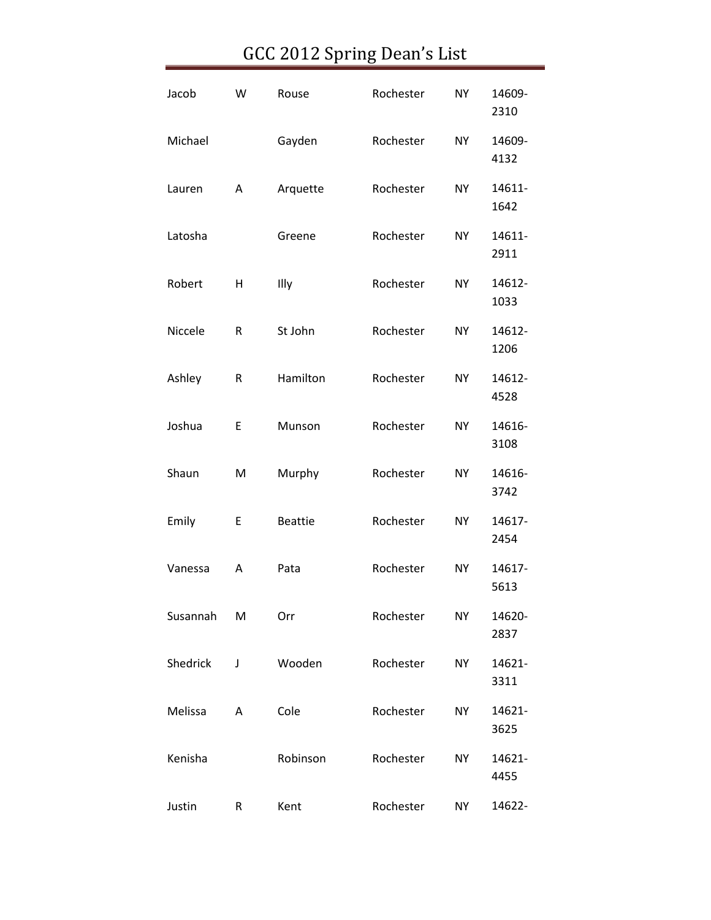# GCC 2012 Spring Dean's List

| | | | | | |
|---|---|---|---|---|---|
| Jacob | W | Rouse | Rochester | NY | 14609-2310 |
| Michael | | Gayden | Rochester | NY | 14609-4132 |
| Lauren | A | Arquette | Rochester | NY | 14611-1642 |
| Latosha | | Greene | Rochester | NY | 14611-2911 |
| Robert | H | Illy | Rochester | NY | 14612-1033 |
| Niccele | R | St John | Rochester | NY | 14612-1206 |
| Ashley | R | Hamilton | Rochester | NY | 14612-4528 |
| Joshua | E | Munson | Rochester | NY | 14616-3108 |
| Shaun | M | Murphy | Rochester | NY | 14616-3742 |
| Emily | E | Beattie | Rochester | NY | 14617-2454 |
| Vanessa | A | Pata | Rochester | NY | 14617-5613 |
| Susannah | M | Orr | Rochester | NY | 14620-2837 |
| Shedrick | J | Wooden | Rochester | NY | 14621-3311 |
| Melissa | A | Cole | Rochester | NY | 14621-3625 |
| Kenisha | | Robinson | Rochester | NY | 14621-4455 |
| Justin | R | Kent | Rochester | NY | 14622- |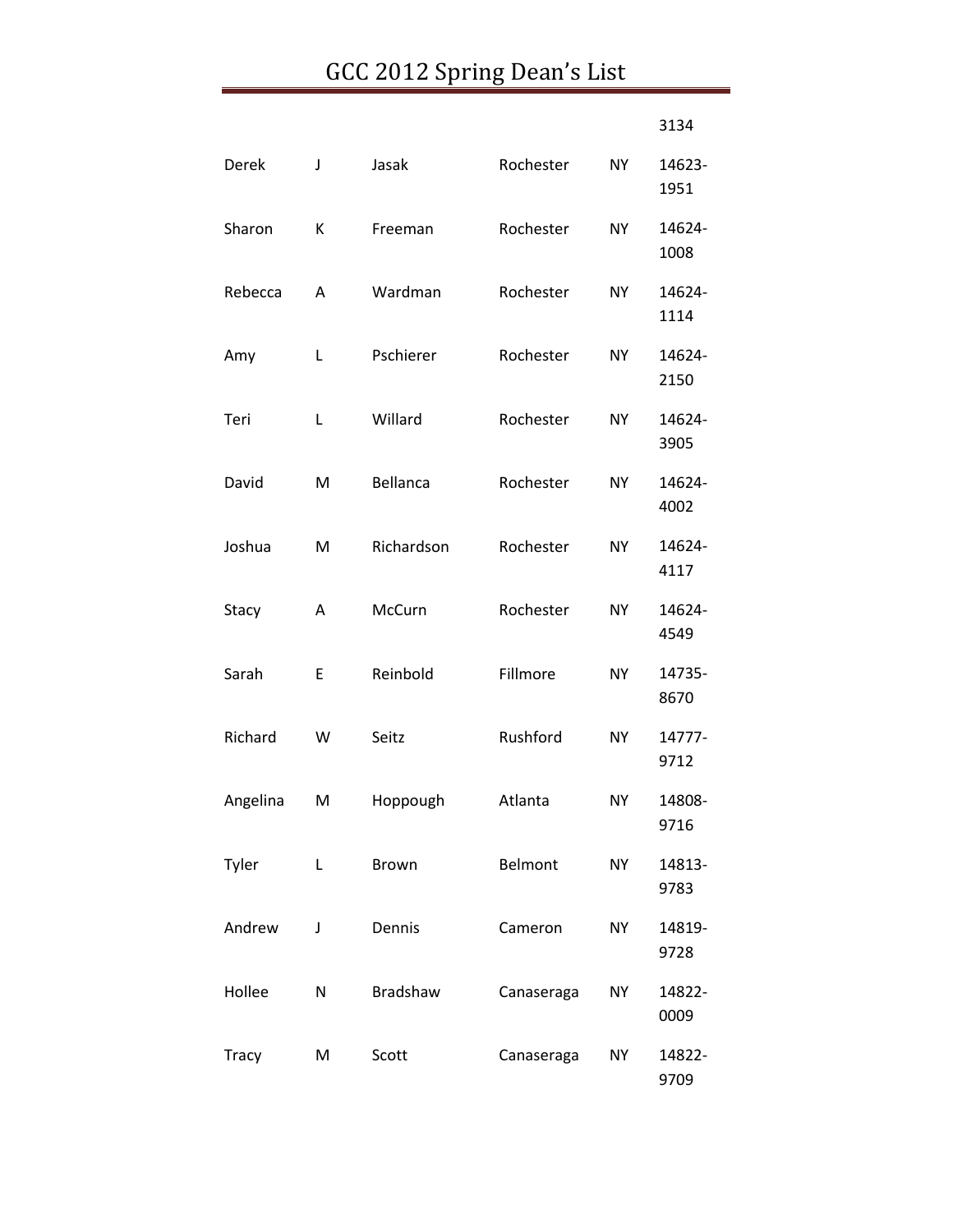| | | | | | 3134 |
|---|---|---|---|---|---|
| Derek | J | Jasak | Rochester | NY | 14623-1951 |
| Sharon | K | Freeman | Rochester | NY | 14624-1008 |
| Rebecca | A | Wardman | Rochester | NY | 14624-1114 |
| Amy | L | Pschierer | Rochester | NY | 14624-2150 |
| Teri | L | Willard | Rochester | NY | 14624-3905 |
| David | M | Bellanca | Rochester | NY | 14624-4002 |
| Joshua | M | Richardson | Rochester | NY | 14624-4117 |
| Stacy | A | McCurn | Rochester | NY | 14624-4549 |
| Sarah | E | Reinbold | Fillmore | NY | 14735-8670 |
| Richard | W | Seitz | Rushford | NY | 14777-9712 |
| Angelina | M | Hoppough | Atlanta | NY | 14808-9716 |
| Tyler | L | Brown | Belmont | NY | 14813-9783 |
| Andrew | J | Dennis | Cameron | NY | 14819-9728 |
| Hollee | N | Bradshaw | Canaseraga | NY | 14822-0009 |
| Tracy | M | Scott | Canaseraga | NY | 14822-9709 |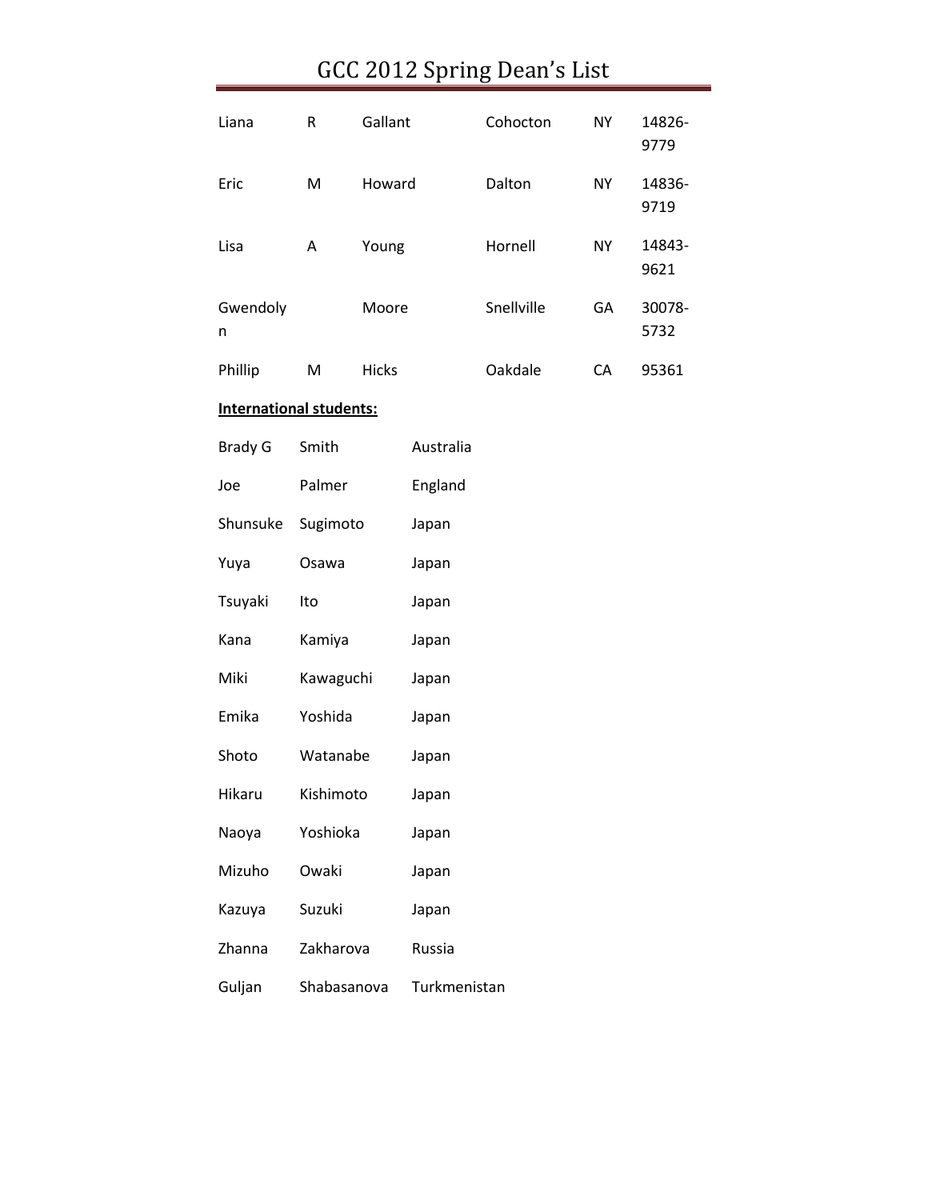# GCC 2012 Spring Dean's List

| | | | | | |
|---|---|---|---|---|---|
| Liana | R | Gallant | Cohocton | NY | 14826-9779 |
| Eric | M | Howard | Dalton | NY | 14836-9719 |
| Lisa | A | Young | Hornell | NY | 14843-9621 |
| Gwendolyn | | Moore | Snellville | GA | 30078-5732 |
| Phillip | M | Hicks | Oakdale | CA | 95361 |

**International students:**

| | | |
|---|---|---|
| Brady G | Smith | Australia |
| Joe | Palmer | England |
| Shunsuke | Sugimoto | Japan |
| Yuya | Osawa | Japan |
| Tsuyaki | Ito | Japan |
| Kana | Kamiya | Japan |
| Miki | Kawaguchi | Japan |
| Emika | Yoshida | Japan |
| Shoto | Watanabe | Japan |
| Hikaru | Kishimoto | Japan |
| Naoya | Yoshioka | Japan |
| Mizuho | Owaki | Japan |
| Kazuya | Suzuki | Japan |
| Zhanna | Zakharova | Russia |
| Guljan | Shabasanova | Turkmenistan |